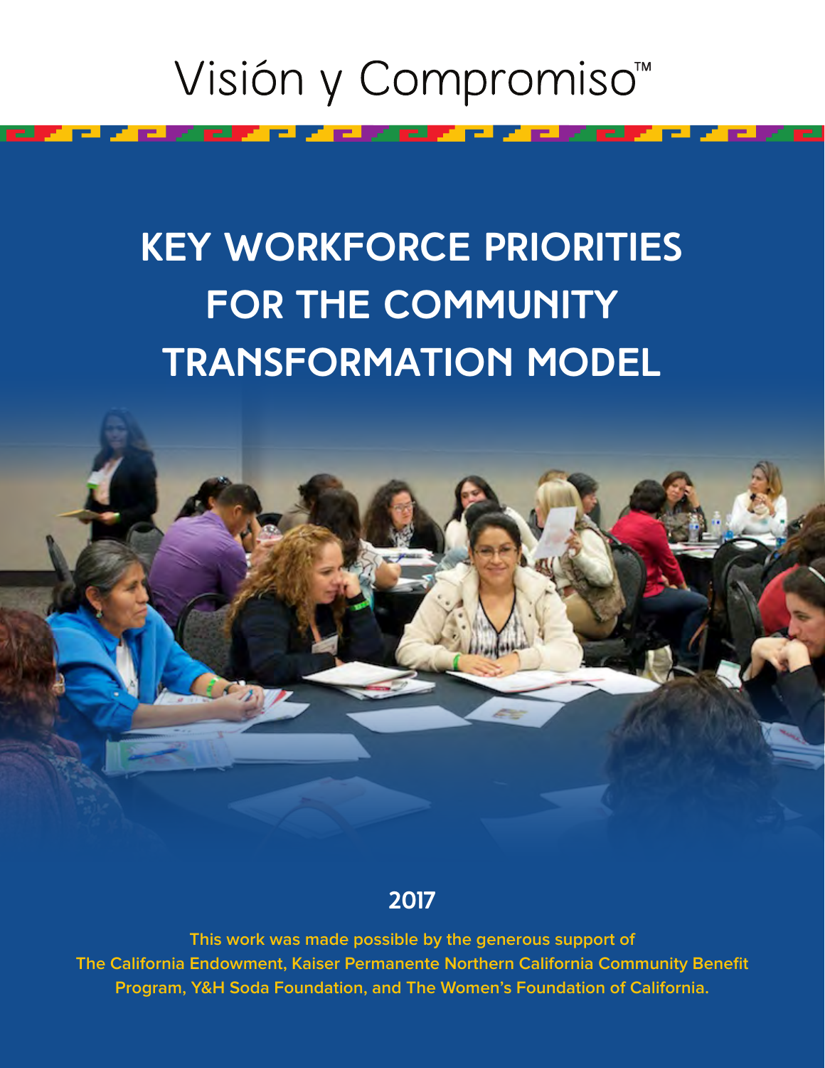Visión y Compromiso™

# KEY WORKFORCE PRIORITIES FOR THE COMMUNITY TRANSFORMATION MODEL

**2017**

**This work was made possible by the generous support of The California Endowment, Kaiser Permanente Northern California Community Benefit Program, Y&H Soda Foundation, and The Women's Foundation of California.**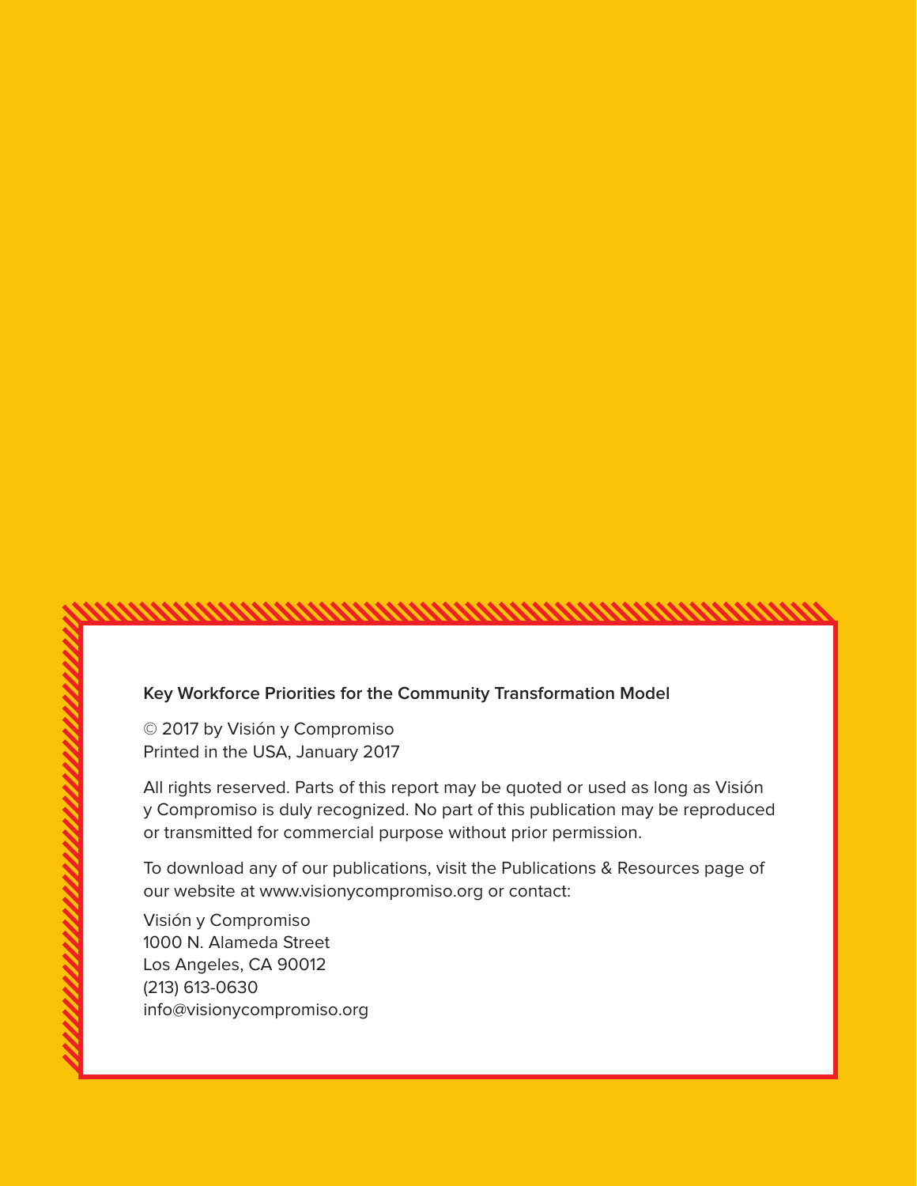**Key Workforce Priorities for the Community Transformation Model**

© 2017 by Visión y Compromiso
Printed in the USA, January 2017

All rights reserved. Parts of this report may be quoted or used as long as Visión y Compromiso is duly recognized. No part of this publication may be reproduced or transmitted for commercial purpose without prior permission.

To download any of our publications, visit the Publications & Resources page of our website at www.visionycompromiso.org or contact:

Visión y Compromiso
1000 N. Alameda Street
Los Angeles, CA 90012
(213) 613-0630
info@visionycompromiso.org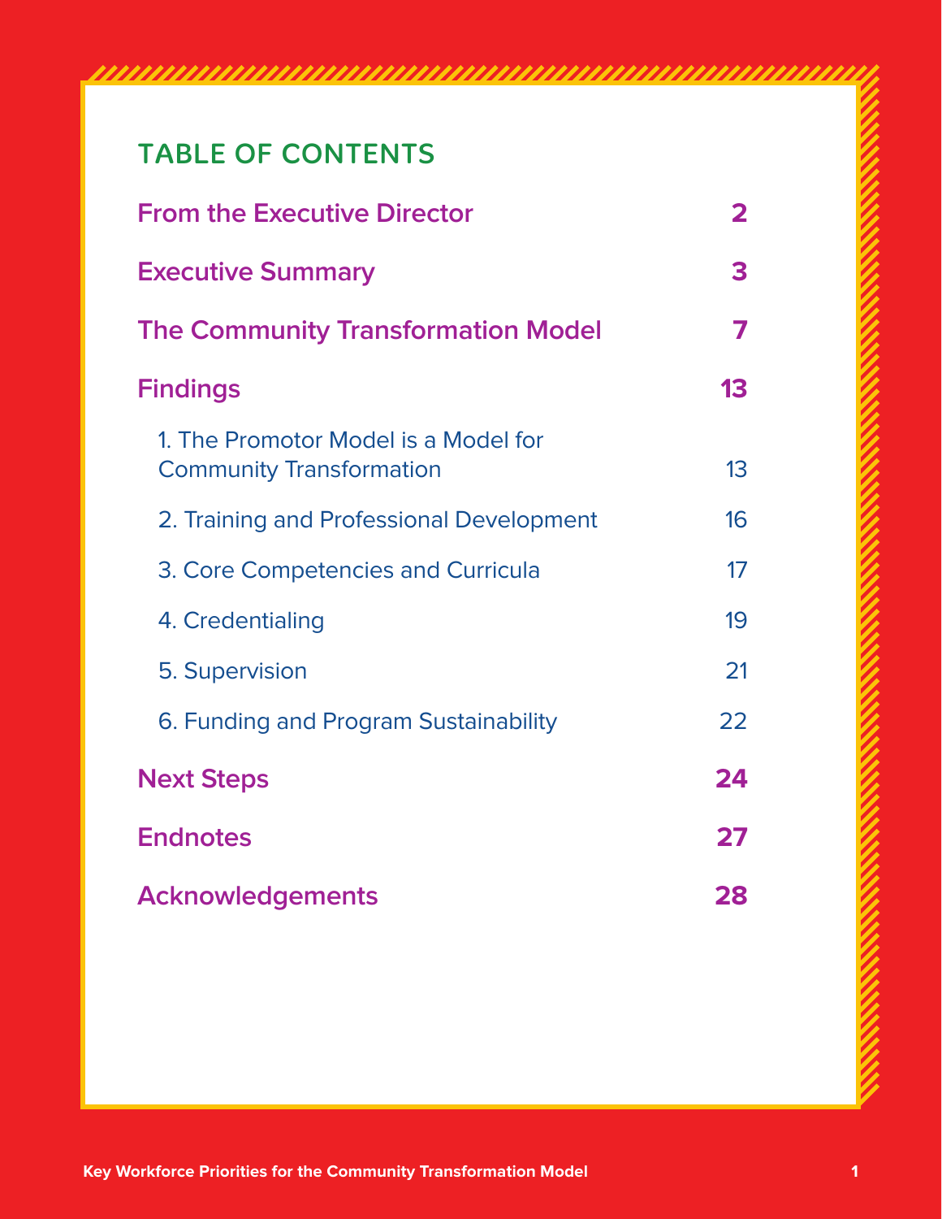## TABLE OF CONTENTS

| | |
|---|---|
| **From the Executive Director** | **2** |
| **Executive Summary** | **3** |
| **The Community Transformation Model** | **7** |
| **Findings** | **13** |
| 1. The Promotor Model is a Model for Community Transformation | 13 |
| 2. Training and Professional Development | 16 |
| 3. Core Competencies and Curricula | 17 |
| 4. Credentialing | 19 |
| 5. Supervision | 21 |
| 6. Funding and Program Sustainability | 22 |
| **Next Steps** | **24** |
| **Endnotes** | **27** |
| **Acknowledgements** | **28** |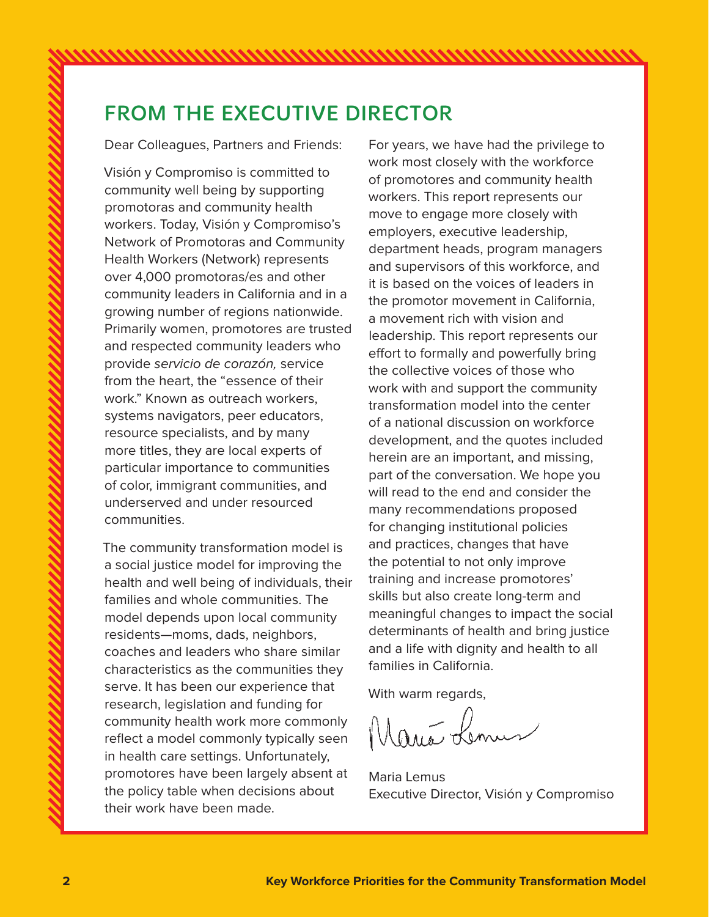## FROM THE EXECUTIVE DIRECTOR

Dear Colleagues, Partners and Friends:

Visión y Compromiso is committed to community well being by supporting promotoras and community health workers. Today, Visión y Compromiso's Network of Promotoras and Community Health Workers (Network) represents over 4,000 promotoras/es and other community leaders in California and in a growing number of regions nationwide. Primarily women, promotores are trusted and respected community leaders who provide *servicio de corazón,* service from the heart, the "essence of their work." Known as outreach workers, systems navigators, peer educators, resource specialists, and by many more titles, they are local experts of particular importance to communities of color, immigrant communities, and underserved and under resourced communities.

The community transformation model is a social justice model for improving the health and well being of individuals, their families and whole communities. The model depends upon local community residents—moms, dads, neighbors, coaches and leaders who share similar characteristics as the communities they serve. It has been our experience that research, legislation and funding for community health work more commonly reflect a model commonly typically seen in health care settings. Unfortunately, promotores have been largely absent at the policy table when decisions about their work have been made.

For years, we have had the privilege to work most closely with the workforce of promotores and community health workers. This report represents our move to engage more closely with employers, executive leadership, department heads, program managers and supervisors of this workforce, and it is based on the voices of leaders in the promotor movement in California, a movement rich with vision and leadership. This report represents our effort to formally and powerfully bring the collective voices of those who work with and support the community transformation model into the center of a national discussion on workforce development, and the quotes included herein are an important, and missing, part of the conversation. We hope you will read to the end and consider the many recommendations proposed for changing institutional policies and practices, changes that have the potential to not only improve training and increase promotores' skills but also create long-term and meaningful changes to impact the social determinants of health and bring justice and a life with dignity and health to all families in California.

With warm regards,

Maria Lemus  
Executive Director, Visión y Compromiso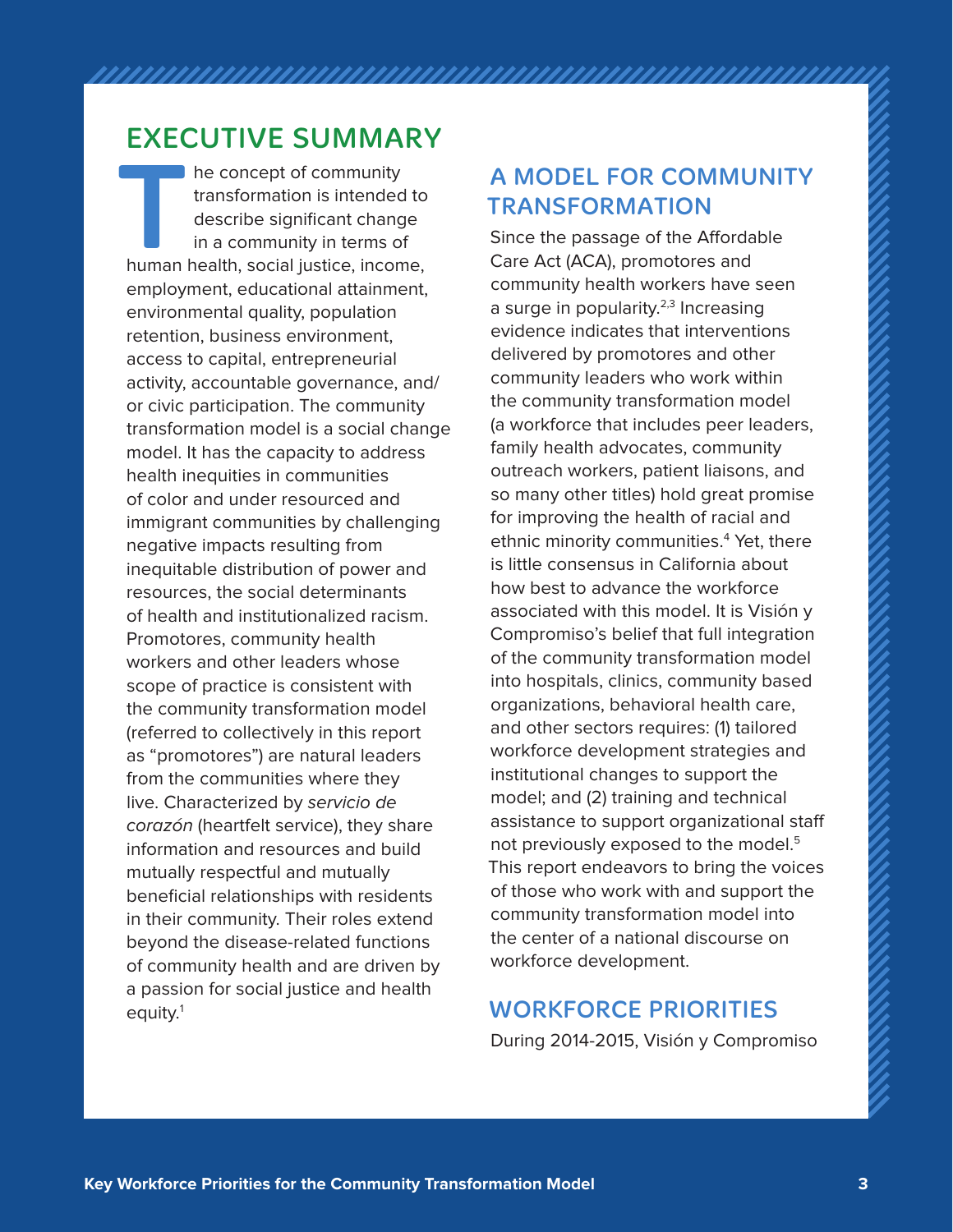# EXECUTIVE SUMMARY

The concept of community transformation is intended to describe significant change in a community in terms of human health, social justice, income, employment, educational attainment, environmental quality, population retention, business environment, access to capital, entrepreneurial activity, accountable governance, and/or civic participation. The community transformation model is a social change model. It has the capacity to address health inequities in communities of color and under resourced and immigrant communities by challenging negative impacts resulting from inequitable distribution of power and resources, the social determinants of health and institutionalized racism. Promotores, community health workers and other leaders whose scope of practice is consistent with the community transformation model (referred to collectively in this report as "promotores") are natural leaders from the communities where they live. Characterized by *servicio de corazón* (heartfelt service), they share information and resources and build mutually respectful and mutually beneficial relationships with residents in their community. Their roles extend beyond the disease-related functions of community health and are driven by a passion for social justice and health equity.[1]

## A MODEL FOR COMMUNITY TRANSFORMATION

Since the passage of the Affordable Care Act (ACA), promotores and community health workers have seen a surge in popularity.[2,3] Increasing evidence indicates that interventions delivered by promotores and other community leaders who work within the community transformation model (a workforce that includes peer leaders, family health advocates, community outreach workers, patient liaisons, and so many other titles) hold great promise for improving the health of racial and ethnic minority communities.[4] Yet, there is little consensus in California about how best to advance the workforce associated with this model. It is Visión y Compromiso's belief that full integration of the community transformation model into hospitals, clinics, community based organizations, behavioral health care, and other sectors requires: (1) tailored workforce development strategies and institutional changes to support the model; and (2) training and technical assistance to support organizational staff not previously exposed to the model.[5] This report endeavors to bring the voices of those who work with and support the community transformation model into the center of a national discourse on workforce development.

## WORKFORCE PRIORITIES

During 2014-2015, Visión y Compromiso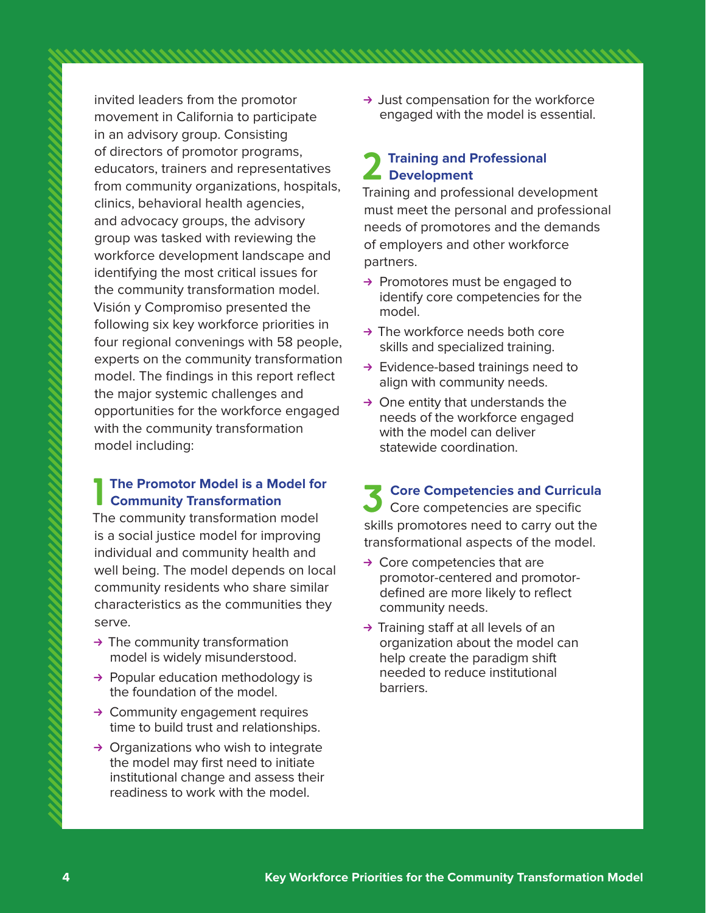invited leaders from the promotor movement in California to participate in an advisory group. Consisting of directors of promotor programs, educators, trainers and representatives from community organizations, hospitals, clinics, behavioral health agencies, and advocacy groups, the advisory group was tasked with reviewing the workforce development landscape and identifying the most critical issues for the community transformation model. Visión y Compromiso presented the following six key workforce priorities in four regional convenings with 58 people, experts on the community transformation model. The findings in this report reflect the major systemic challenges and opportunities for the workforce engaged with the community transformation model including:

## 1 The Promotor Model is a Model for Community Transformation

The community transformation model is a social justice model for improving individual and community health and well being. The model depends on local community residents who share similar characteristics as the communities they serve.

- → The community transformation model is widely misunderstood.
- → Popular education methodology is the foundation of the model.
- → Community engagement requires time to build trust and relationships.
- → Organizations who wish to integrate the model may first need to initiate institutional change and assess their readiness to work with the model.
- → Just compensation for the workforce engaged with the model is essential.

## 2 Training and Professional Development

Training and professional development must meet the personal and professional needs of promotores and the demands of employers and other workforce partners.

- → Promotores must be engaged to identify core competencies for the model.
- → The workforce needs both core skills and specialized training.
- → Evidence-based trainings need to align with community needs.
- → One entity that understands the needs of the workforce engaged with the model can deliver statewide coordination.

## 3 Core Competencies and Curricula

Core competencies are specific skills promotores need to carry out the transformational aspects of the model.

- → Core competencies that are promotor-centered and promotor-defined are more likely to reflect community needs.
- → Training staff at all levels of an organization about the model can help create the paradigm shift needed to reduce institutional barriers.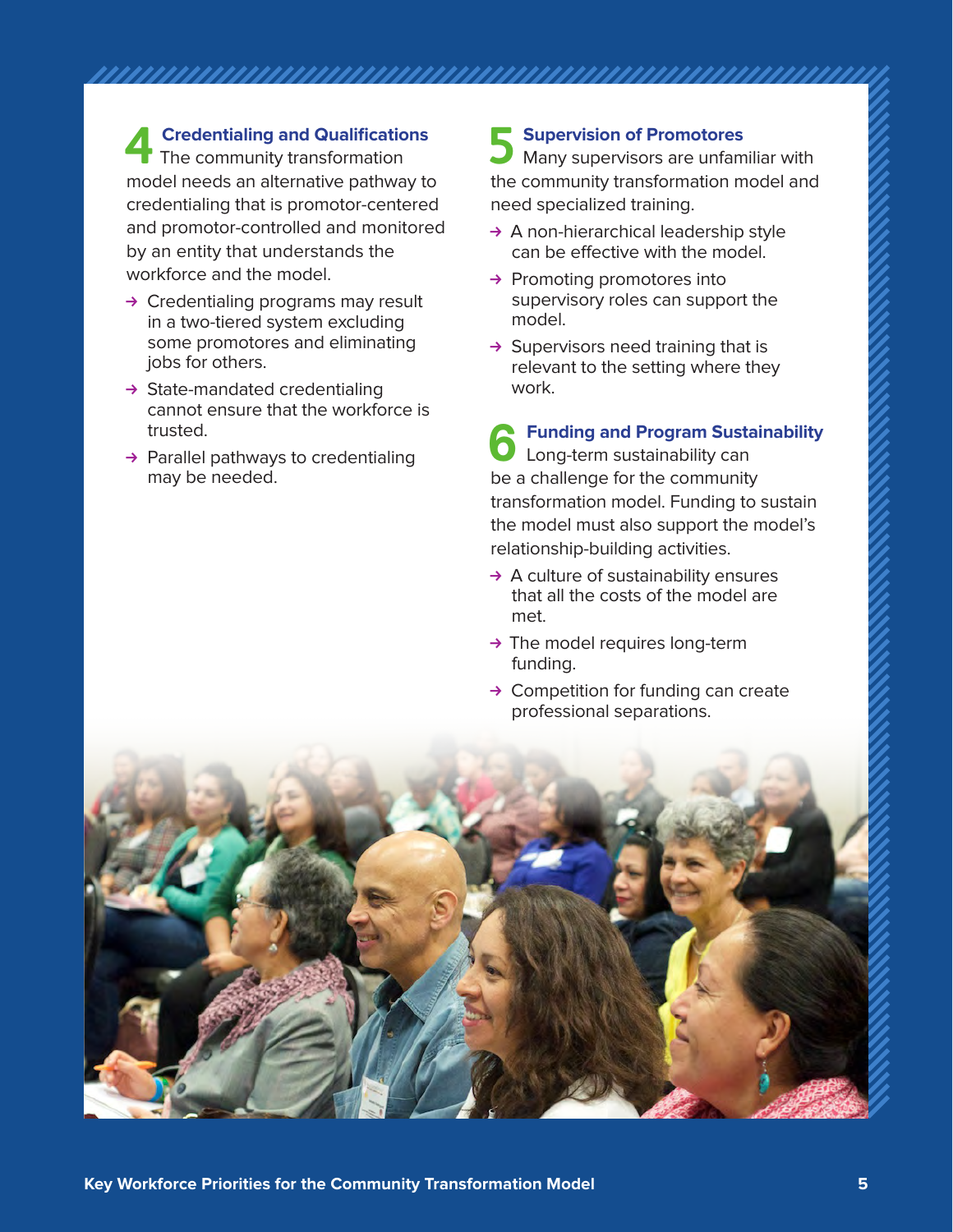## 4 Credentialing and Qualifications

The community transformation model needs an alternative pathway to credentialing that is promotor-centered and promotor-controlled and monitored by an entity that understands the workforce and the model.

- → Credentialing programs may result in a two-tiered system excluding some promotores and eliminating jobs for others.
- → State-mandated credentialing cannot ensure that the workforce is trusted.
- → Parallel pathways to credentialing may be needed.

## 5 Supervision of Promotores

Many supervisors are unfamiliar with the community transformation model and need specialized training.

- → A non-hierarchical leadership style can be effective with the model.
- → Promoting promotores into supervisory roles can support the model.
- → Supervisors need training that is relevant to the setting where they work.

## 6 Funding and Program Sustainability

Long-term sustainability can be a challenge for the community transformation model. Funding to sustain the model must also support the model's relationship-building activities.

- → A culture of sustainability ensures that all the costs of the model are met.
- → The model requires long-term funding.
- → Competition for funding can create professional separations.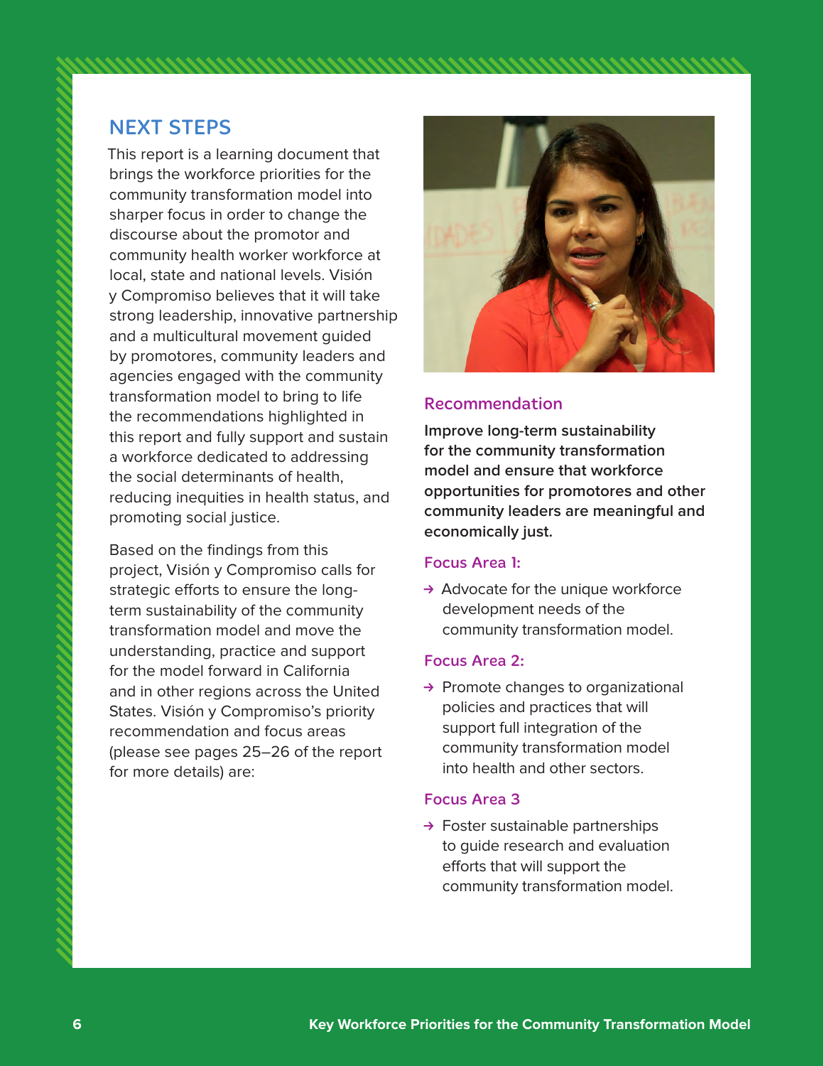## NEXT STEPS

This report is a learning document that brings the workforce priorities for the community transformation model into sharper focus in order to change the discourse about the promotor and community health worker workforce at local, state and national levels. Visión y Compromiso believes that it will take strong leadership, innovative partnership and a multicultural movement guided by promotores, community leaders and agencies engaged with the community transformation model to bring to life the recommendations highlighted in this report and fully support and sustain a workforce dedicated to addressing the social determinants of health, reducing inequities in health status, and promoting social justice.

Based on the findings from this project, Visión y Compromiso calls for strategic efforts to ensure the long-term sustainability of the community transformation model and move the understanding, practice and support for the model forward in California and in other regions across the United States. Visión y Compromiso's priority recommendation and focus areas (please see pages 25–26 of the report for more details) are:

### Recommendation

**Improve long-term sustainability for the community transformation model and ensure that workforce opportunities for promotores and other community leaders are meaningful and economically just.**

### Focus Area 1:

→ Advocate for the unique workforce development needs of the community transformation model.

### Focus Area 2:

→ Promote changes to organizational policies and practices that will support full integration of the community transformation model into health and other sectors.

### Focus Area 3

→ Foster sustainable partnerships to guide research and evaluation efforts that will support the community transformation model.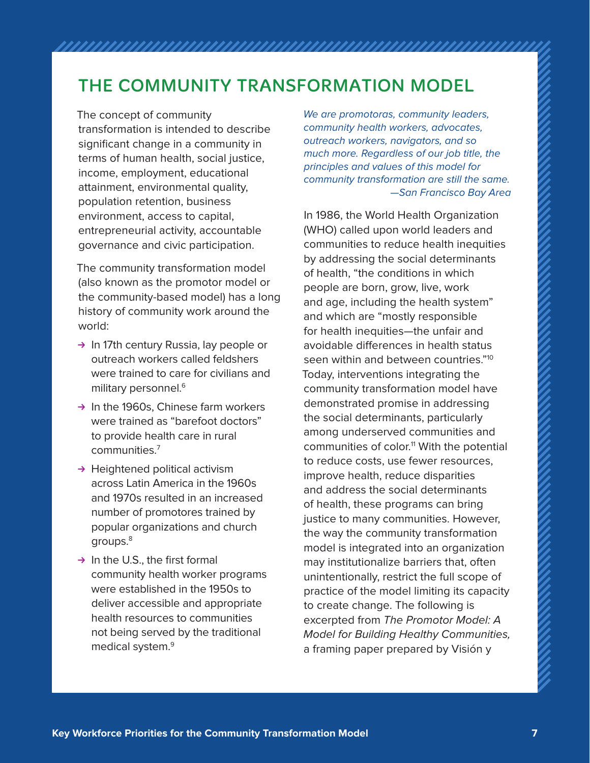# THE COMMUNITY TRANSFORMATION MODEL

The concept of community transformation is intended to describe significant change in a community in terms of human health, social justice, income, employment, educational attainment, environmental quality, population retention, business environment, access to capital, entrepreneurial activity, accountable governance and civic participation.

The community transformation model (also known as the promotor model or the community-based model) has a long history of community work around the world:

- In 17th century Russia, lay people or outreach workers called feldshers were trained to care for civilians and military personnel.[6]
- In the 1960s, Chinese farm workers were trained as "barefoot doctors" to provide health care in rural communities.[7]
- Heightened political activism across Latin America in the 1960s and 1970s resulted in an increased number of promotores trained by popular organizations and church groups.[8]
- In the U.S., the first formal community health worker programs were established in the 1950s to deliver accessible and appropriate health resources to communities not being served by the traditional medical system.[9]

*We are promotoras, community leaders, community health workers, advocates, outreach workers, navigators, and so much more. Regardless of our job title, the principles and values of this model for community transformation are still the same.*
*—San Francisco Bay Area*

In 1986, the World Health Organization (WHO) called upon world leaders and communities to reduce health inequities by addressing the social determinants of health, "the conditions in which people are born, grow, live, work and age, including the health system" and which are "mostly responsible for health inequities—the unfair and avoidable differences in health status seen within and between countries."[10] Today, interventions integrating the community transformation model have demonstrated promise in addressing the social determinants, particularly among underserved communities and communities of color.[11] With the potential to reduce costs, use fewer resources, improve health, reduce disparities and address the social determinants of health, these programs can bring justice to many communities. However, the way the community transformation model is integrated into an organization may institutionalize barriers that, often unintentionally, restrict the full scope of practice of the model limiting its capacity to create change. The following is excerpted from *The Promotor Model: A Model for Building Healthy Communities,* a framing paper prepared by Visión y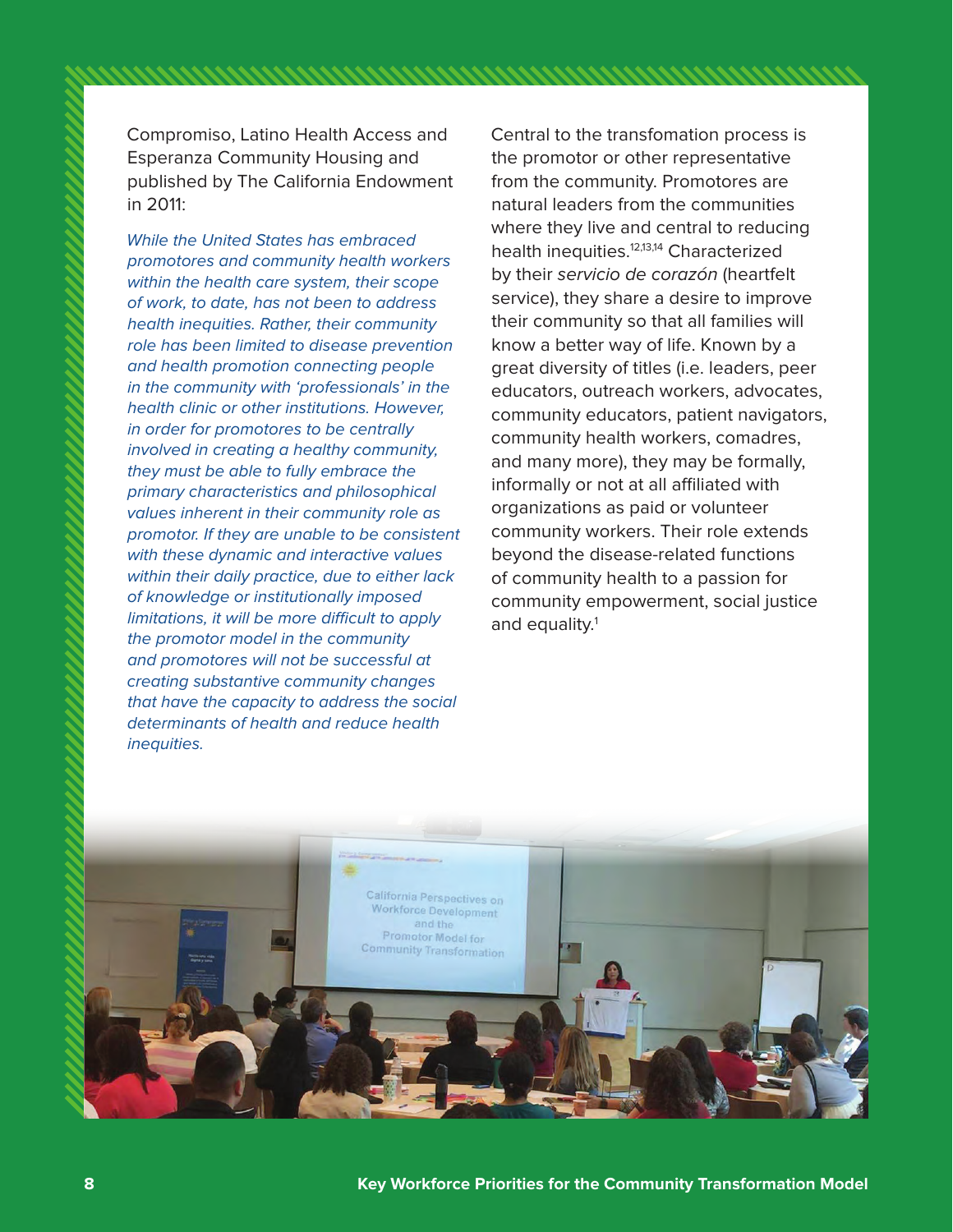Compromiso, Latino Health Access and Esperanza Community Housing and published by The California Endowment in 2011:

*While the United States has embraced promotores and community health workers within the health care system, their scope of work, to date, has not been to address health inequities. Rather, their community role has been limited to disease prevention and health promotion connecting people in the community with 'professionals' in the health clinic or other institutions. However, in order for promotores to be centrally involved in creating a healthy community, they must be able to fully embrace the primary characteristics and philosophical values inherent in their community role as promotor. If they are unable to be consistent with these dynamic and interactive values within their daily practice, due to either lack of knowledge or institutionally imposed limitations, it will be more difficult to apply the promotor model in the community and promotores will not be successful at creating substantive community changes that have the capacity to address the social determinants of health and reduce health inequities.*

Central to the transfomation process is the promotor or other representative from the community. Promotores are natural leaders from the communities where they live and central to reducing health inequities.[12,13,14] Characterized by their *servicio de corazón* (heartfelt service), they share a desire to improve their community so that all families will know a better way of life. Known by a great diversity of titles (i.e. leaders, peer educators, outreach workers, advocates, community educators, patient navigators, community health workers, comadres, and many more), they may be formally, informally or not at all affiliated with organizations as paid or volunteer community workers. Their role extends beyond the disease-related functions of community health to a passion for community empowerment, social justice and equality.[1]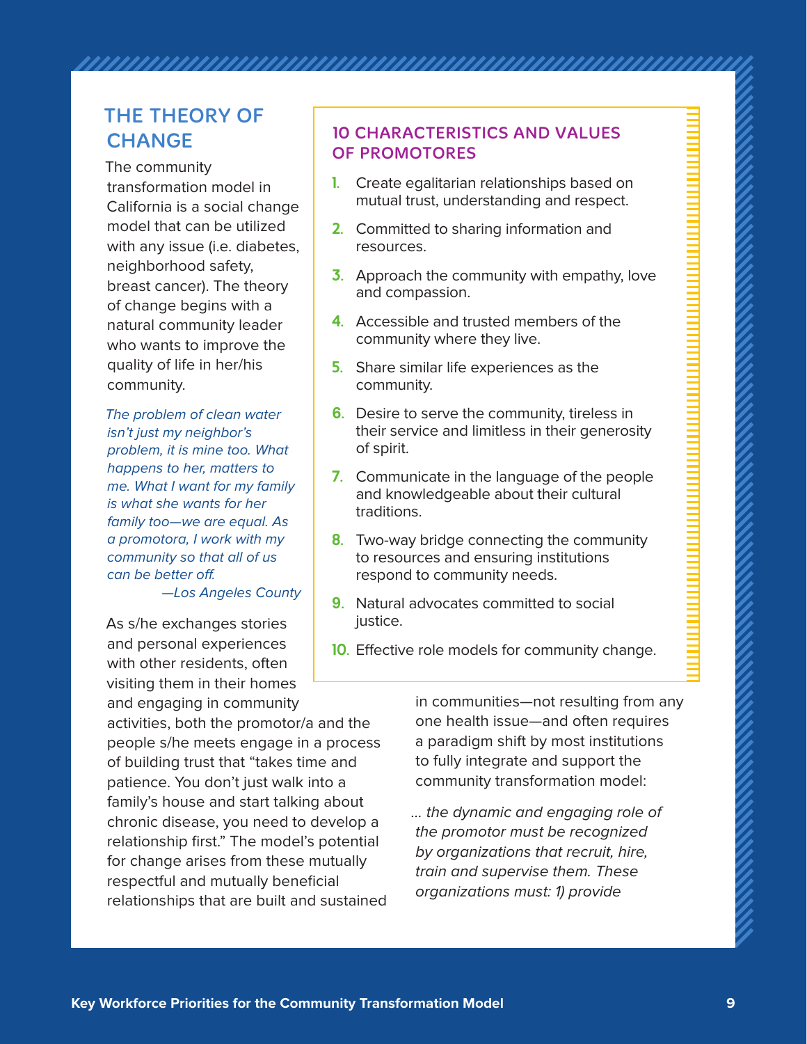## THE THEORY OF CHANGE

The community transformation model in California is a social change model that can be utilized with any issue (i.e. diabetes, neighborhood safety, breast cancer). The theory of change begins with a natural community leader who wants to improve the quality of life in her/his community.

> *The problem of clean water isn't just my neighbor's problem, it is mine too. What happens to her, matters to me. What I want for my family is what she wants for her family too—we are equal. As a promotora, I work with my community so that all of us can be better off.*
>
> *—Los Angeles County*

As s/he exchanges stories and personal experiences with other residents, often visiting them in their homes and engaging in community activities, both the promotor/a and the people s/he meets engage in a process of building trust that "takes time and patience. You don't just walk into a family's house and start talking about chronic disease, you need to develop a relationship first." The model's potential for change arises from these mutually respectful and mutually beneficial relationships that are built and sustained in communities—not resulting from any one health issue—and often requires a paradigm shift by most institutions to fully integrate and support the community transformation model:

> *... the dynamic and engaging role of the promotor must be recognized by organizations that recruit, hire, train and supervise them. These organizations must: 1) provide*

### 10 CHARACTERISTICS AND VALUES OF PROMOTORES

1. Create egalitarian relationships based on mutual trust, understanding and respect.
2. Committed to sharing information and resources.
3. Approach the community with empathy, love and compassion.
4. Accessible and trusted members of the community where they live.
5. Share similar life experiences as the community.
6. Desire to serve the community, tireless in their service and limitless in their generosity of spirit.
7. Communicate in the language of the people and knowledgeable about their cultural traditions.
8. Two-way bridge connecting the community to resources and ensuring institutions respond to community needs.
9. Natural advocates committed to social justice.
10. Effective role models for community change.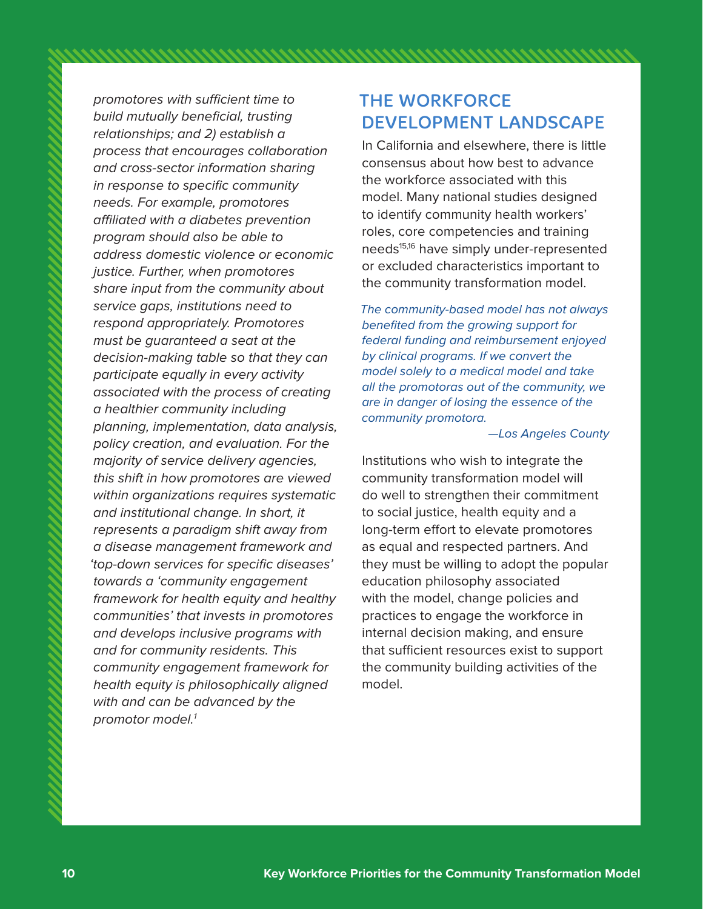*promotores with sufficient time to build mutually beneficial, trusting relationships; and 2) establish a process that encourages collaboration and cross-sector information sharing in response to specific community needs. For example, promotores affiliated with a diabetes prevention program should also be able to address domestic violence or economic justice. Further, when promotores share input from the community about service gaps, institutions need to respond appropriately. Promotores must be guaranteed a seat at the decision-making table so that they can participate equally in every activity associated with the process of creating a healthier community including planning, implementation, data analysis, policy creation, and evaluation. For the majority of service delivery agencies, this shift in how promotores are viewed within organizations requires systematic and institutional change. In short, it represents a paradigm shift away from a disease management framework and 'top-down services for specific diseases' towards a 'community engagement framework for health equity and healthy communities' that invests in promotores and develops inclusive programs with and for community residents. This community engagement framework for health equity is philosophically aligned with and can be advanced by the promotor model.[1]*

## THE WORKFORCE DEVELOPMENT LANDSCAPE

In California and elsewhere, there is little consensus about how best to advance the workforce associated with this model. Many national studies designed to identify community health workers' roles, core competencies and training needs[15,16] have simply under-represented or excluded characteristics important to the community transformation model.

> *The community-based model has not always benefited from the growing support for federal funding and reimbursement enjoyed by clinical programs. If we convert the model solely to a medical model and take all the promotoras out of the community, we are in danger of losing the essence of the community promotora.*
>
> *—Los Angeles County*

Institutions who wish to integrate the community transformation model will do well to strengthen their commitment to social justice, health equity and a long-term effort to elevate promotores as equal and respected partners. And they must be willing to adopt the popular education philosophy associated with the model, change policies and practices to engage the workforce in internal decision making, and ensure that sufficient resources exist to support the community building activities of the model.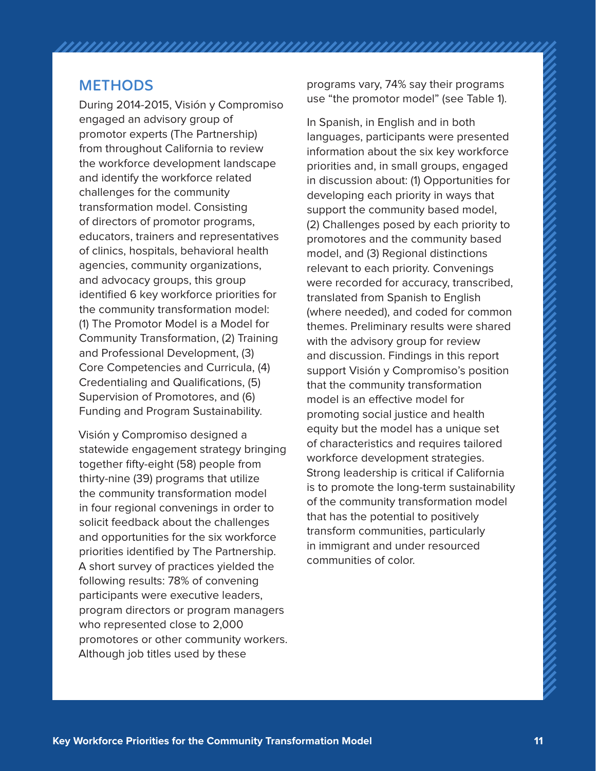## METHODS

During 2014-2015, Visión y Compromiso engaged an advisory group of promotor experts (The Partnership) from throughout California to review the workforce development landscape and identify the workforce related challenges for the community transformation model. Consisting of directors of promotor programs, educators, trainers and representatives of clinics, hospitals, behavioral health agencies, community organizations, and advocacy groups, this group identified 6 key workforce priorities for the community transformation model: (1) The Promotor Model is a Model for Community Transformation, (2) Training and Professional Development, (3) Core Competencies and Curricula, (4) Credentialing and Qualifications, (5) Supervision of Promotores, and (6) Funding and Program Sustainability.

Visión y Compromiso designed a statewide engagement strategy bringing together fifty-eight (58) people from thirty-nine (39) programs that utilize the community transformation model in four regional convenings in order to solicit feedback about the challenges and opportunities for the six workforce priorities identified by The Partnership. A short survey of practices yielded the following results: 78% of convening participants were executive leaders, program directors or program managers who represented close to 2,000 promotores or other community workers. Although job titles used by these programs vary, 74% say their programs use "the promotor model" (see Table 1).

In Spanish, in English and in both languages, participants were presented information about the six key workforce priorities and, in small groups, engaged in discussion about: (1) Opportunities for developing each priority in ways that support the community based model, (2) Challenges posed by each priority to promotores and the community based model, and (3) Regional distinctions relevant to each priority. Convenings were recorded for accuracy, transcribed, translated from Spanish to English (where needed), and coded for common themes. Preliminary results were shared with the advisory group for review and discussion. Findings in this report support Visión y Compromiso's position that the community transformation model is an effective model for promoting social justice and health equity but the model has a unique set of characteristics and requires tailored workforce development strategies. Strong leadership is critical if California is to promote the long-term sustainability of the community transformation model that has the potential to positively transform communities, particularly in immigrant and under resourced communities of color.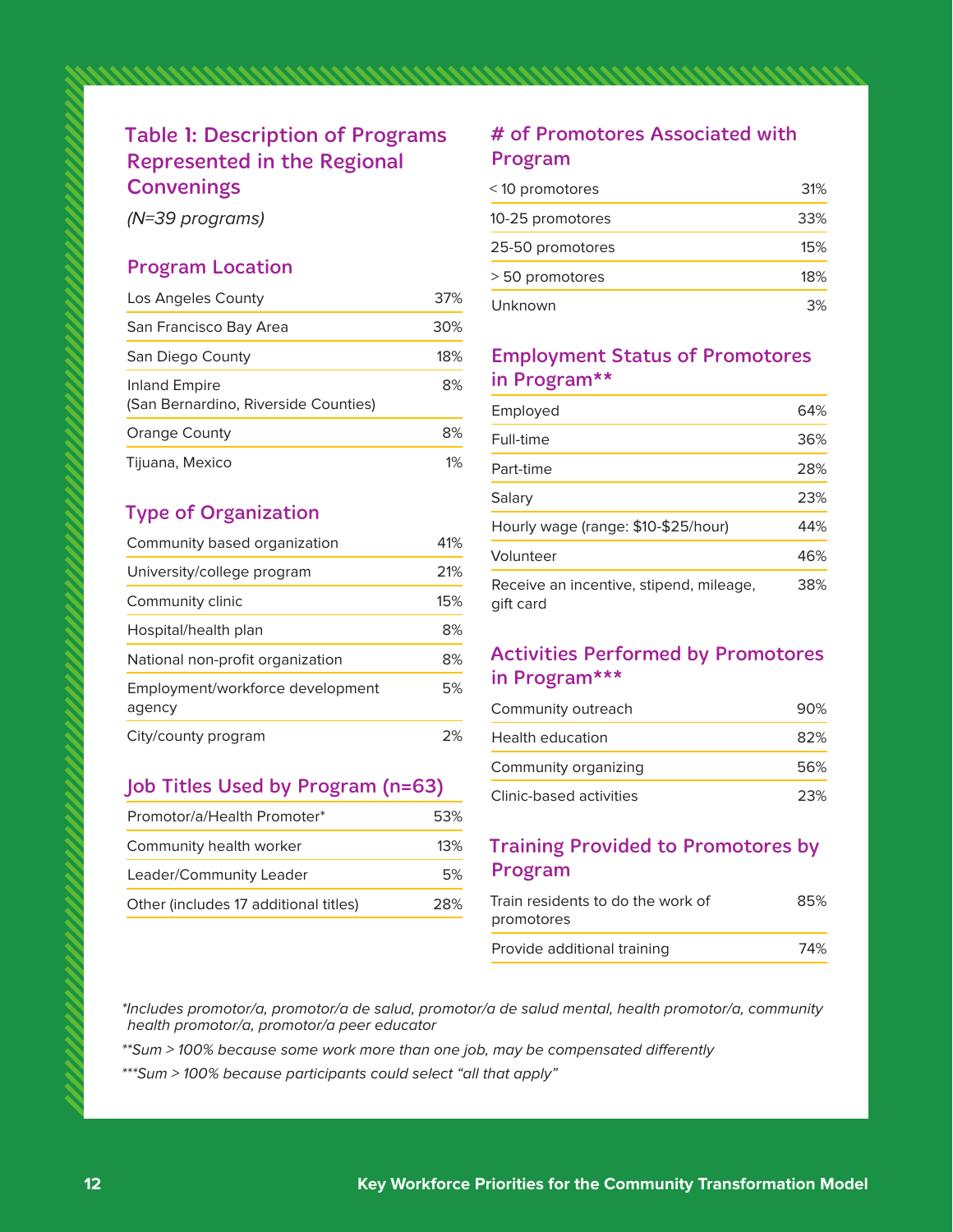## Table 1: Description of Programs Represented in the Regional Convenings

*(N=39 programs)*

### Program Location

| | |
|---|---|
| Los Angeles County | 37% |
| San Francisco Bay Area | 30% |
| San Diego County | 18% |
| Inland Empire (San Bernardino, Riverside Counties) | 8% |
| Orange County | 8% |
| Tijuana, Mexico | 1% |

### Type of Organization

| | |
|---|---|
| Community based organization | 41% |
| University/college program | 21% |
| Community clinic | 15% |
| Hospital/health plan | 8% |
| National non-profit organization | 8% |
| Employment/workforce development agency | 5% |
| City/county program | 2% |

### Job Titles Used by Program (n=63)

| | |
|---|---|
| Promotor/a/Health Promoter* | 53% |
| Community health worker | 13% |
| Leader/Community Leader | 5% |
| Other (includes 17 additional titles) | 28% |

### # of Promotores Associated with Program

| | |
|---|---|
| < 10 promotores | 31% |
| 10-25 promotores | 33% |
| 25-50 promotores | 15% |
| > 50 promotores | 18% |
| Unknown | 3% |

### Employment Status of Promotores in Program**

| | |
|---|---|
| Employed | 64% |
| Full-time | 36% |
| Part-time | 28% |
| Salary | 23% |
| Hourly wage (range: $10-$25/hour) | 44% |
| Volunteer | 46% |
| Receive an incentive, stipend, mileage, gift card | 38% |

### Activities Performed by Promotores in Program***

| | |
|---|---|
| Community outreach | 90% |
| Health education | 82% |
| Community organizing | 56% |
| Clinic-based activities | 23% |

### Training Provided to Promotores by Program

| | |
|---|---|
| Train residents to do the work of promotores | 85% |
| Provide additional training | 74% |

*\*Includes promotor/a, promotor/a de salud, promotor/a de salud mental, health promotor/a, community health promotor/a, promotor/a peer educator*

*\*\*Sum > 100% because some work more than one job, may be compensated differently*

*\*\*\*Sum > 100% because participants could select "all that apply"*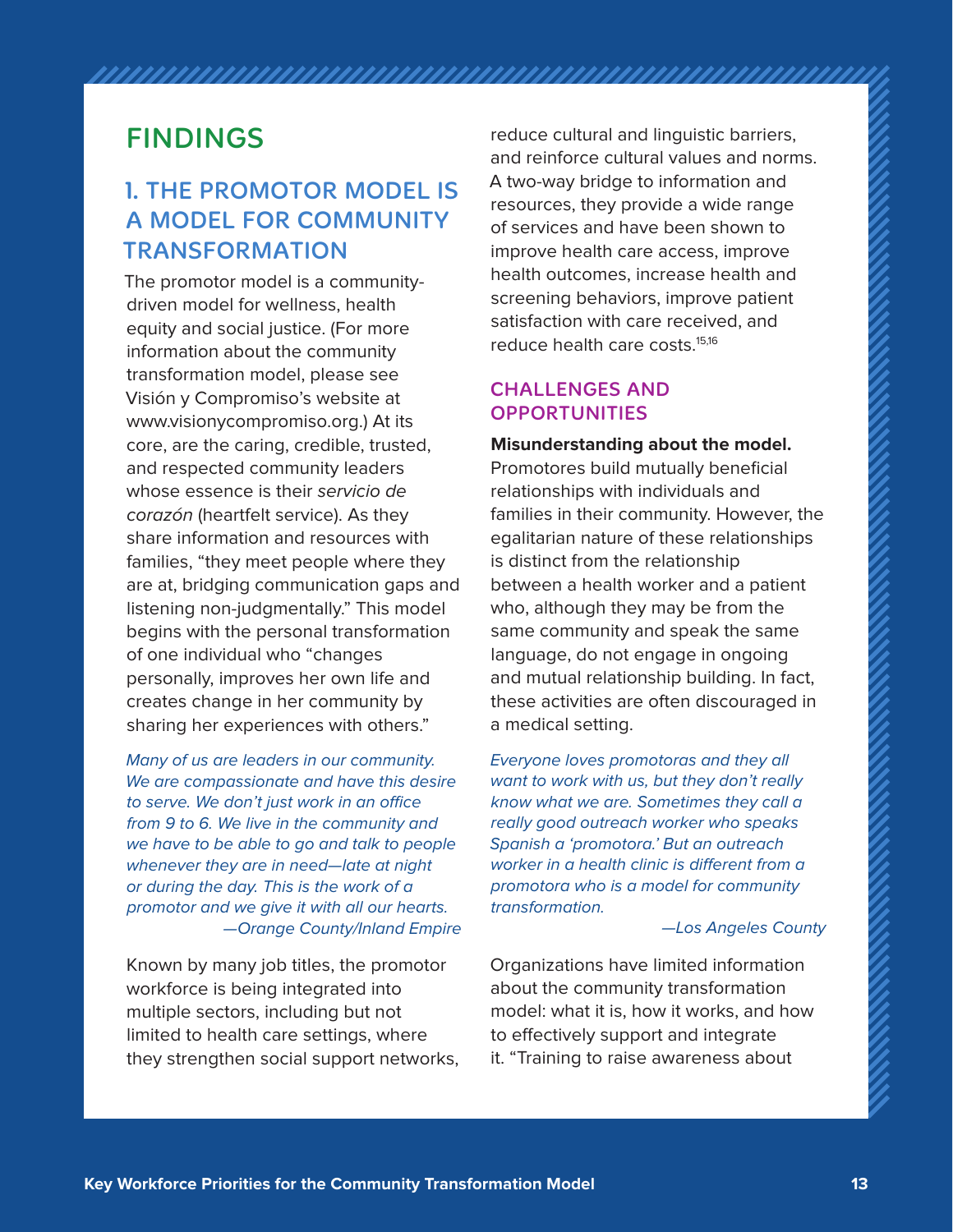# FINDINGS

## 1. THE PROMOTOR MODEL IS A MODEL FOR COMMUNITY TRANSFORMATION

The promotor model is a community-driven model for wellness, health equity and social justice. (For more information about the community transformation model, please see Visión y Compromiso's website at www.visionycompromiso.org.) At its core, are the caring, credible, trusted, and respected community leaders whose essence is their *servicio de corazón* (heartfelt service). As they share information and resources with families, "they meet people where they are at, bridging communication gaps and listening non-judgmentally." This model begins with the personal transformation of one individual who "changes personally, improves her own life and creates change in her community by sharing her experiences with others."

*Many of us are leaders in our community. We are compassionate and have this desire to serve. We don't just work in an office from 9 to 6. We live in the community and we have to be able to go and talk to people whenever they are in need—late at night or during the day. This is the work of a promotor and we give it with all our hearts.*
*—Orange County/Inland Empire*

Known by many job titles, the promotor workforce is being integrated into multiple sectors, including but not limited to health care settings, where they strengthen social support networks, reduce cultural and linguistic barriers, and reinforce cultural values and norms. A two-way bridge to information and resources, they provide a wide range of services and have been shown to improve health care access, improve health outcomes, increase health and screening behaviors, improve patient satisfaction with care received, and reduce health care costs.[15,16]

### CHALLENGES AND OPPORTUNITIES

**Misunderstanding about the model.** Promotores build mutually beneficial relationships with individuals and families in their community. However, the egalitarian nature of these relationships is distinct from the relationship between a health worker and a patient who, although they may be from the same community and speak the same language, do not engage in ongoing and mutual relationship building. In fact, these activities are often discouraged in a medical setting.

*Everyone loves promotoras and they all want to work with us, but they don't really know what we are. Sometimes they call a really good outreach worker who speaks Spanish a 'promotora.' But an outreach worker in a health clinic is different from a promotora who is a model for community transformation.*
*—Los Angeles County*

Organizations have limited information about the community transformation model: what it is, how it works, and how to effectively support and integrate it. "Training to raise awareness about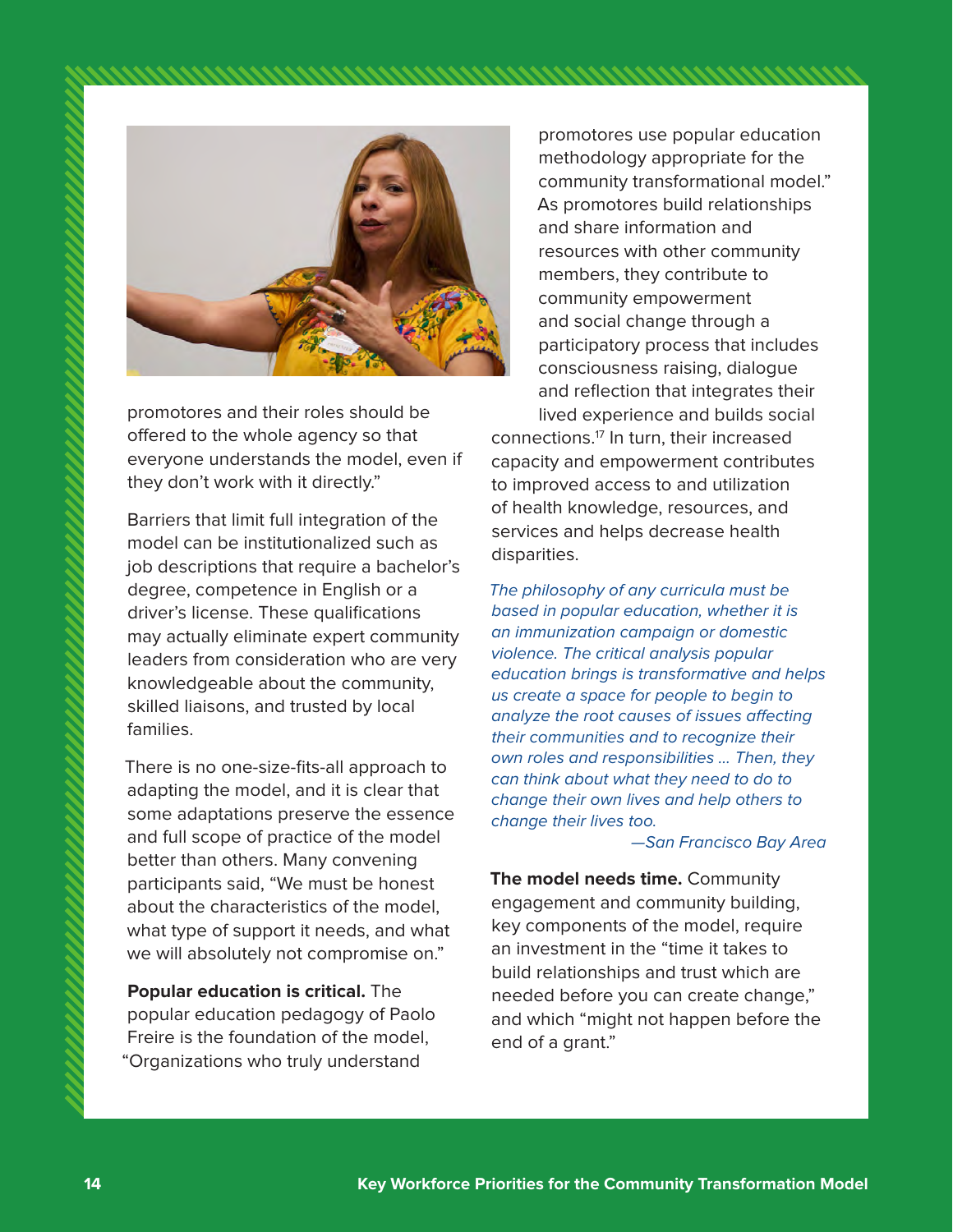promotores and their roles should be offered to the whole agency so that everyone understands the model, even if they don't work with it directly."

Barriers that limit full integration of the model can be institutionalized such as job descriptions that require a bachelor's degree, competence in English or a driver's license. These qualifications may actually eliminate expert community leaders from consideration who are very knowledgeable about the community, skilled liaisons, and trusted by local families.

There is no one-size-fits-all approach to adapting the model, and it is clear that some adaptations preserve the essence and full scope of practice of the model better than others. Many convening participants said, "We must be honest about the characteristics of the model, what type of support it needs, and what we will absolutely not compromise on."

**Popular education is critical.** The popular education pedagogy of Paolo Freire is the foundation of the model, "Organizations who truly understand promotores use popular education methodology appropriate for the community transformational model." As promotores build relationships and share information and resources with other community members, they contribute to community empowerment and social change through a participatory process that includes consciousness raising, dialogue and reflection that integrates their lived experience and builds social connections.[17] In turn, their increased capacity and empowerment contributes to improved access to and utilization of health knowledge, resources, and services and helps decrease health disparities.

*The philosophy of any curricula must be based in popular education, whether it is an immunization campaign or domestic violence. The critical analysis popular education brings is transformative and helps us create a space for people to begin to analyze the root causes of issues affecting their communities and to recognize their own roles and responsibilities … Then, they can think about what they need to do to change their own lives and help others to change their lives too.*

*—San Francisco Bay Area*

**The model needs time.** Community engagement and community building, key components of the model, require an investment in the "time it takes to build relationships and trust which are needed before you can create change," and which "might not happen before the end of a grant."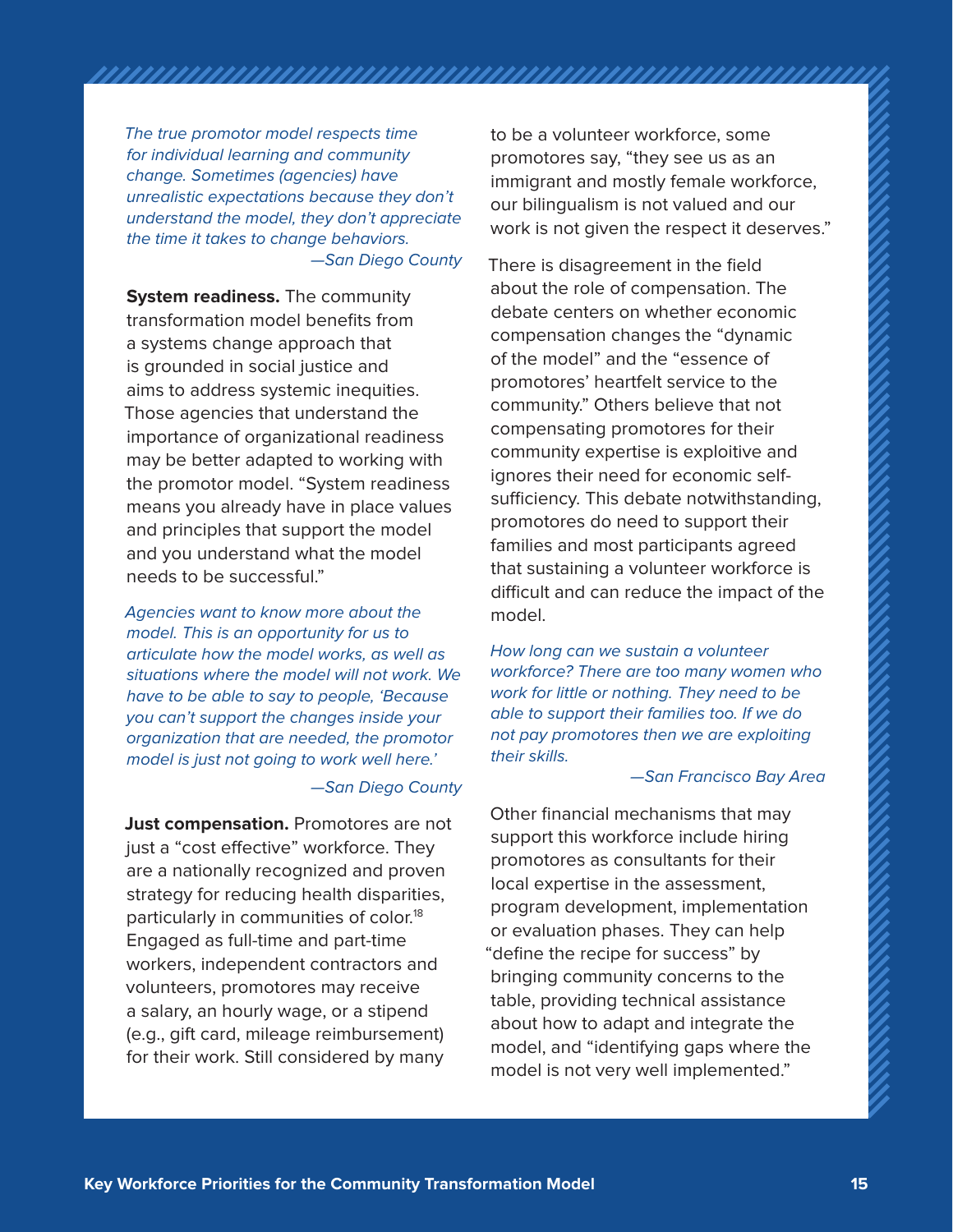*The true promotor model respects time for individual learning and community change. Sometimes (agencies) have unrealistic expectations because they don't understand the model, they don't appreciate the time it takes to change behaviors.*
*—San Diego County*

**System readiness.** The community transformation model benefits from a systems change approach that is grounded in social justice and aims to address systemic inequities. Those agencies that understand the importance of organizational readiness may be better adapted to working with the promotor model. "System readiness means you already have in place values and principles that support the model and you understand what the model needs to be successful."

*Agencies want to know more about the model. This is an opportunity for us to articulate how the model works, as well as situations where the model will not work. We have to be able to say to people, 'Because you can't support the changes inside your organization that are needed, the promotor model is just not going to work well here.'*
*—San Diego County*

**Just compensation.** Promotores are not just a "cost effective" workforce. They are a nationally recognized and proven strategy for reducing health disparities, particularly in communities of color.[18] Engaged as full-time and part-time workers, independent contractors and volunteers, promotores may receive a salary, an hourly wage, or a stipend (e.g., gift card, mileage reimbursement) for their work. Still considered by many to be a volunteer workforce, some promotores say, "they see us as an immigrant and mostly female workforce, our bilingualism is not valued and our work is not given the respect it deserves."

There is disagreement in the field about the role of compensation. The debate centers on whether economic compensation changes the "dynamic of the model" and the "essence of promotores' heartfelt service to the community." Others believe that not compensating promotores for their community expertise is exploitive and ignores their need for economic self-sufficiency. This debate notwithstanding, promotores do need to support their families and most participants agreed that sustaining a volunteer workforce is difficult and can reduce the impact of the model.

*How long can we sustain a volunteer workforce? There are too many women who work for little or nothing. They need to be able to support their families too. If we do not pay promotores then we are exploiting their skills.*
*—San Francisco Bay Area*

Other financial mechanisms that may support this workforce include hiring promotores as consultants for their local expertise in the assessment, program development, implementation or evaluation phases. They can help "define the recipe for success" by bringing community concerns to the table, providing technical assistance about how to adapt and integrate the model, and "identifying gaps where the model is not very well implemented."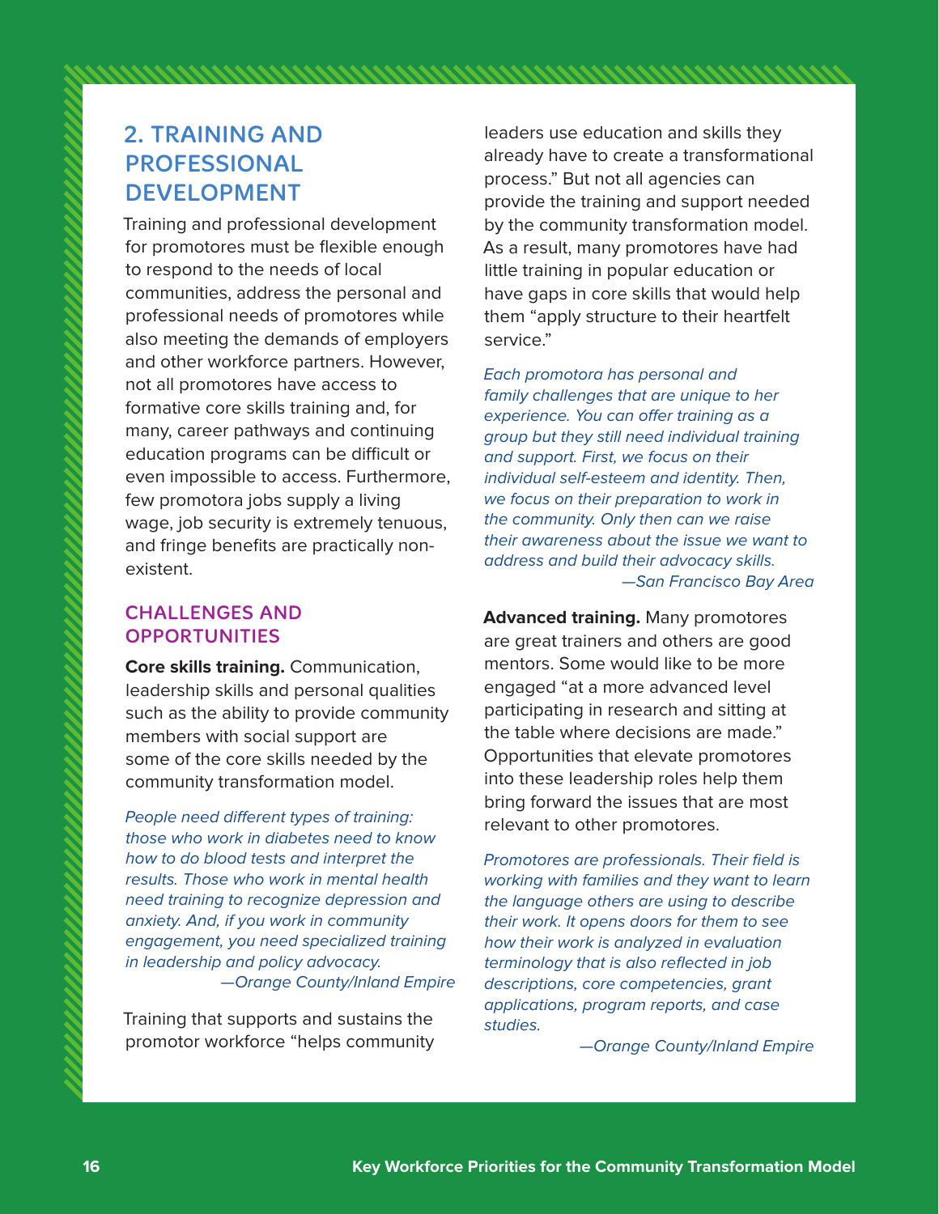## 2. TRAINING AND PROFESSIONAL DEVELOPMENT

Training and professional development for promotores must be flexible enough to respond to the needs of local communities, address the personal and professional needs of promotores while also meeting the demands of employers and other workforce partners. However, not all promotores have access to formative core skills training and, for many, career pathways and continuing education programs can be difficult or even impossible to access. Furthermore, few promotora jobs supply a living wage, job security is extremely tenuous, and fringe benefits are practically non-existent.

### CHALLENGES AND OPPORTUNITIES

**Core skills training.** Communication, leadership skills and personal qualities such as the ability to provide community members with social support are some of the core skills needed by the community transformation model.

*People need different types of training: those who work in diabetes need to know how to do blood tests and interpret the results. Those who work in mental health need training to recognize depression and anxiety. And, if you work in community engagement, you need specialized training in leadership and policy advocacy.*
*—Orange County/Inland Empire*

Training that supports and sustains the promotor workforce "helps community leaders use education and skills they already have to create a transformational process." But not all agencies can provide the training and support needed by the community transformation model. As a result, many promotores have had little training in popular education or have gaps in core skills that would help them "apply structure to their heartfelt service."

*Each promotora has personal and family challenges that are unique to her experience. You can offer training as a group but they still need individual training and support. First, we focus on their individual self-esteem and identity. Then, we focus on their preparation to work in the community. Only then can we raise their awareness about the issue we want to address and build their advocacy skills.*
*—San Francisco Bay Area*

**Advanced training.** Many promotores are great trainers and others are good mentors. Some would like to be more engaged "at a more advanced level participating in research and sitting at the table where decisions are made." Opportunities that elevate promotores into these leadership roles help them bring forward the issues that are most relevant to other promotores.

*Promotores are professionals. Their field is working with families and they want to learn the language others are using to describe their work. It opens doors for them to see how their work is analyzed in evaluation terminology that is also reflected in job descriptions, core competencies, grant applications, program reports, and case studies.*
*—Orange County/Inland Empire*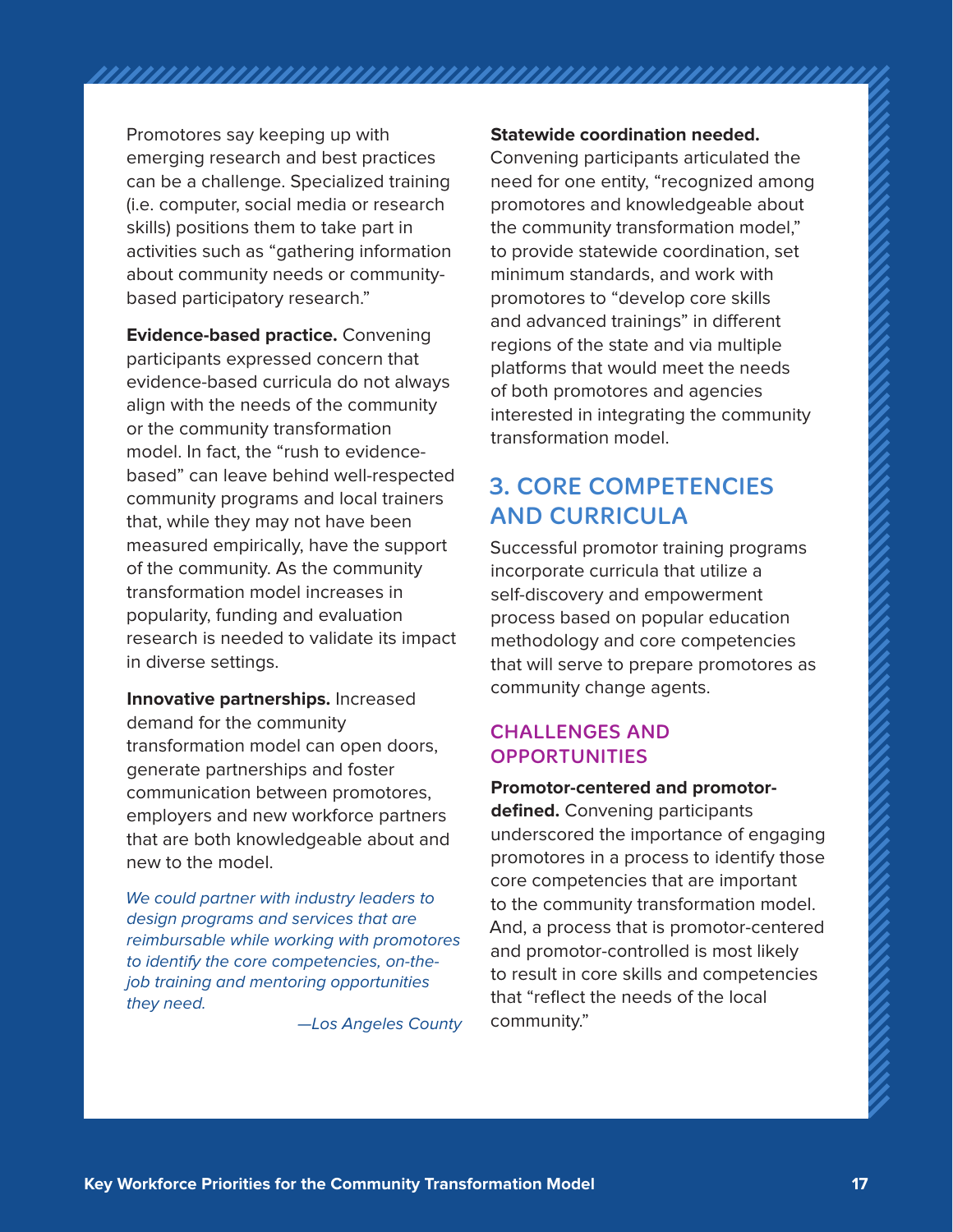Promotores say keeping up with emerging research and best practices can be a challenge. Specialized training (i.e. computer, social media or research skills) positions them to take part in activities such as "gathering information about community needs or community-based participatory research."

**Evidence-based practice.** Convening participants expressed concern that evidence-based curricula do not always align with the needs of the community or the community transformation model. In fact, the "rush to evidence-based" can leave behind well-respected community programs and local trainers that, while they may not have been measured empirically, have the support of the community. As the community transformation model increases in popularity, funding and evaluation research is needed to validate its impact in diverse settings.

**Innovative partnerships.** Increased demand for the community transformation model can open doors, generate partnerships and foster communication between promotores, employers and new workforce partners that are both knowledgeable about and new to the model.

*We could partner with industry leaders to design programs and services that are reimbursable while working with promotores to identify the core competencies, on-the-job training and mentoring opportunities they need.*

*—Los Angeles County*

**Statewide coordination needed.** Convening participants articulated the need for one entity, "recognized among promotores and knowledgeable about the community transformation model," to provide statewide coordination, set minimum standards, and work with promotores to "develop core skills and advanced trainings" in different regions of the state and via multiple platforms that would meet the needs of both promotores and agencies interested in integrating the community transformation model.

## 3. CORE COMPETENCIES AND CURRICULA

Successful promotor training programs incorporate curricula that utilize a self-discovery and empowerment process based on popular education methodology and core competencies that will serve to prepare promotores as community change agents.

### CHALLENGES AND OPPORTUNITIES

**Promotor-centered and promotor-defined.** Convening participants underscored the importance of engaging promotores in a process to identify those core competencies that are important to the community transformation model. And, a process that is promotor-centered and promotor-controlled is most likely to result in core skills and competencies that "reflect the needs of the local community."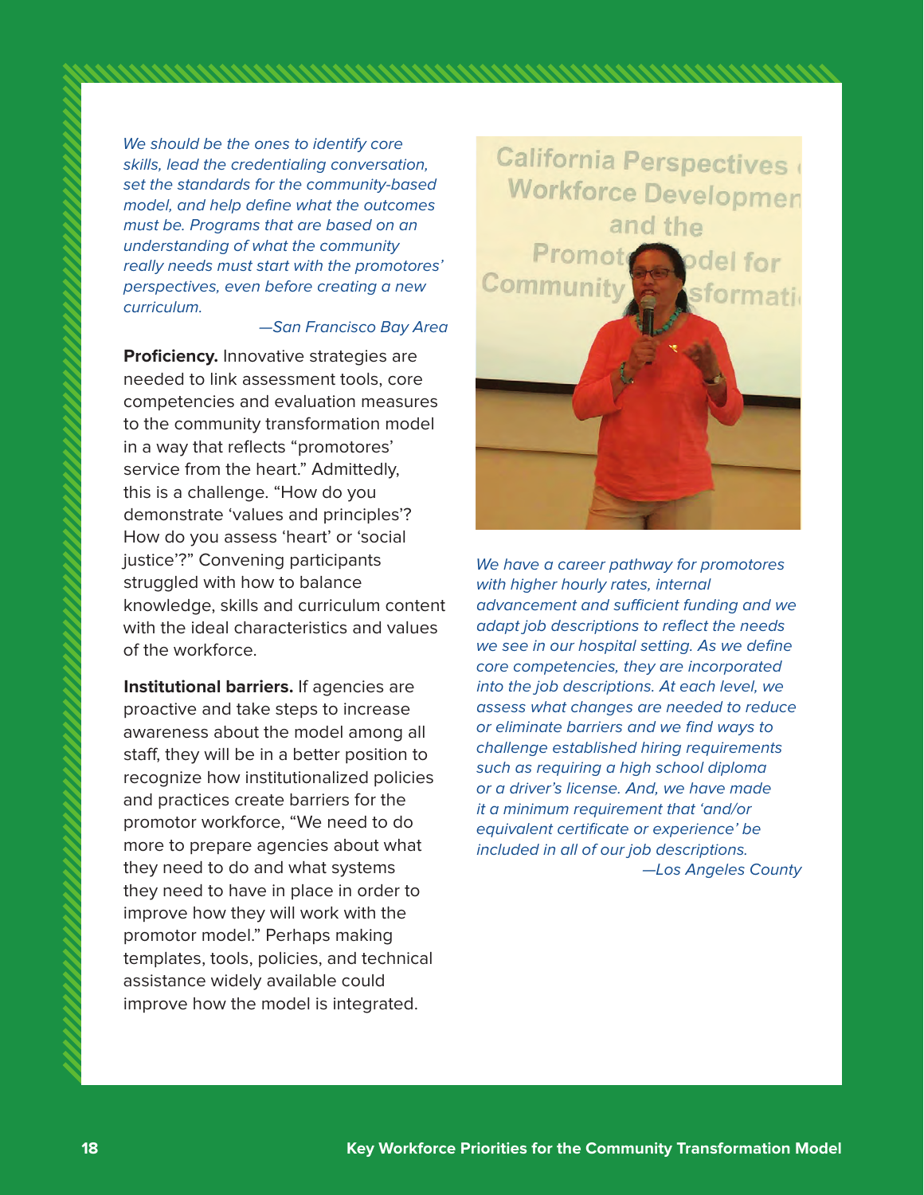*We should be the ones to identify core skills, lead the credentialing conversation, set the standards for the community-based model, and help define what the outcomes must be. Programs that are based on an understanding of what the community really needs must start with the promotores' perspectives, even before creating a new curriculum.*

*—San Francisco Bay Area*

**Proficiency.** Innovative strategies are needed to link assessment tools, core competencies and evaluation measures to the community transformation model in a way that reflects "promotores' service from the heart." Admittedly, this is a challenge. "How do you demonstrate 'values and principles'? How do you assess 'heart' or 'social justice'?" Convening participants struggled with how to balance knowledge, skills and curriculum content with the ideal characteristics and values of the workforce.

**Institutional barriers.** If agencies are proactive and take steps to increase awareness about the model among all staff, they will be in a better position to recognize how institutionalized policies and practices create barriers for the promotor workforce, "We need to do more to prepare agencies about what they need to do and what systems they need to have in place in order to improve how they will work with the promotor model." Perhaps making templates, tools, policies, and technical assistance widely available could improve how the model is integrated.

*We have a career pathway for promotores with higher hourly rates, internal advancement and sufficient funding and we adapt job descriptions to reflect the needs we see in our hospital setting. As we define core competencies, they are incorporated into the job descriptions. At each level, we assess what changes are needed to reduce or eliminate barriers and we find ways to challenge established hiring requirements such as requiring a high school diploma or a driver's license. And, we have made it a minimum requirement that 'and/or equivalent certificate or experience' be included in all of our job descriptions.*

*—Los Angeles County*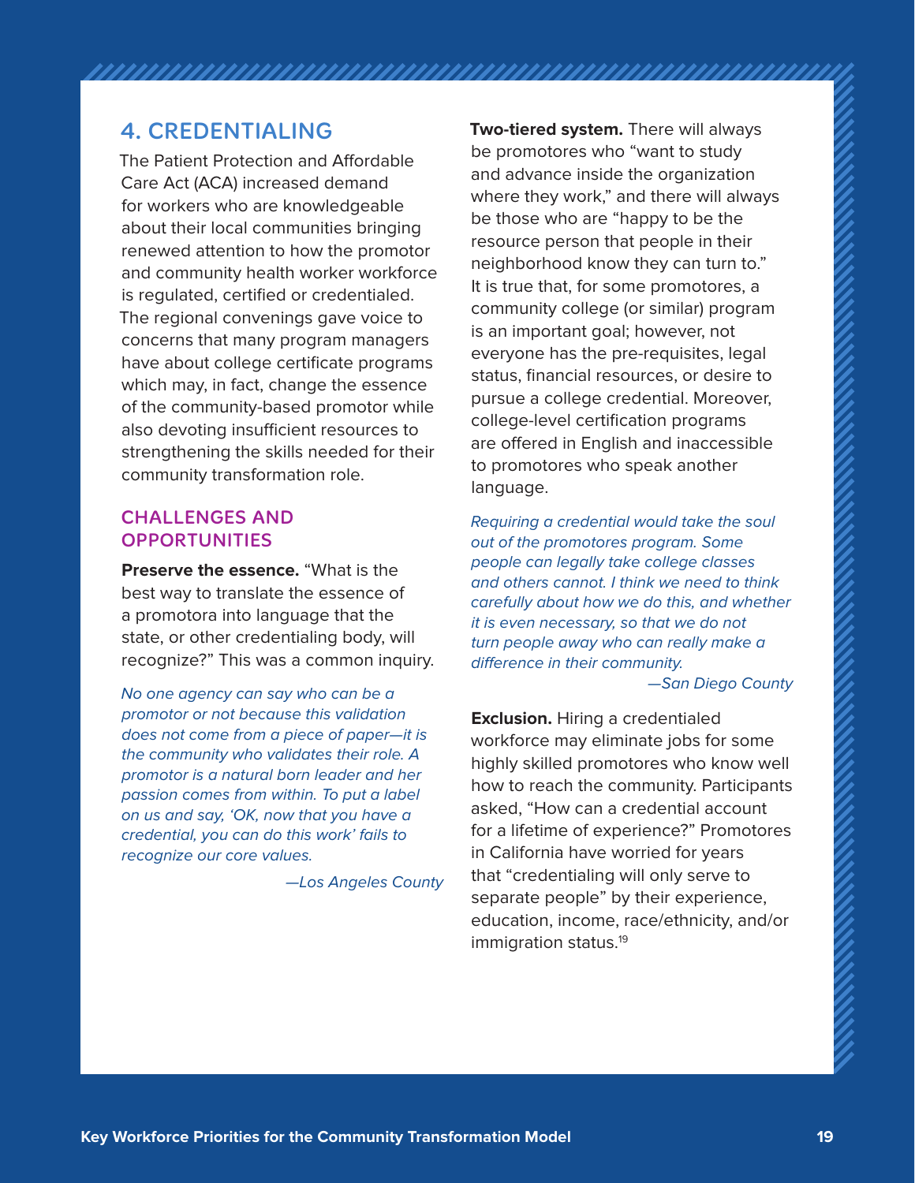## 4. CREDENTIALING

The Patient Protection and Affordable Care Act (ACA) increased demand for workers who are knowledgeable about their local communities bringing renewed attention to how the promotor and community health worker workforce is regulated, certified or credentialed. The regional convenings gave voice to concerns that many program managers have about college certificate programs which may, in fact, change the essence of the community-based promotor while also devoting insufficient resources to strengthening the skills needed for their community transformation role.

### CHALLENGES AND OPPORTUNITIES

**Preserve the essence.** "What is the best way to translate the essence of a promotora into language that the state, or other credentialing body, will recognize?" This was a common inquiry.

*No one agency can say who can be a promotor or not because this validation does not come from a piece of paper—it is the community who validates their role. A promotor is a natural born leader and her passion comes from within. To put a label on us and say, 'OK, now that you have a credential, you can do this work' fails to recognize our core values.*

*—Los Angeles County*

**Two-tiered system.** There will always be promotores who "want to study and advance inside the organization where they work," and there will always be those who are "happy to be the resource person that people in their neighborhood know they can turn to." It is true that, for some promotores, a community college (or similar) program is an important goal; however, not everyone has the pre-requisites, legal status, financial resources, or desire to pursue a college credential. Moreover, college-level certification programs are offered in English and inaccessible to promotores who speak another language.

*Requiring a credential would take the soul out of the promotores program. Some people can legally take college classes and others cannot. I think we need to think carefully about how we do this, and whether it is even necessary, so that we do not turn people away who can really make a difference in their community.*

*—San Diego County*

**Exclusion.** Hiring a credentialed workforce may eliminate jobs for some highly skilled promotores who know well how to reach the community. Participants asked, "How can a credential account for a lifetime of experience?" Promotores in California have worried for years that "credentialing will only serve to separate people" by their experience, education, income, race/ethnicity, and/or immigration status.[19]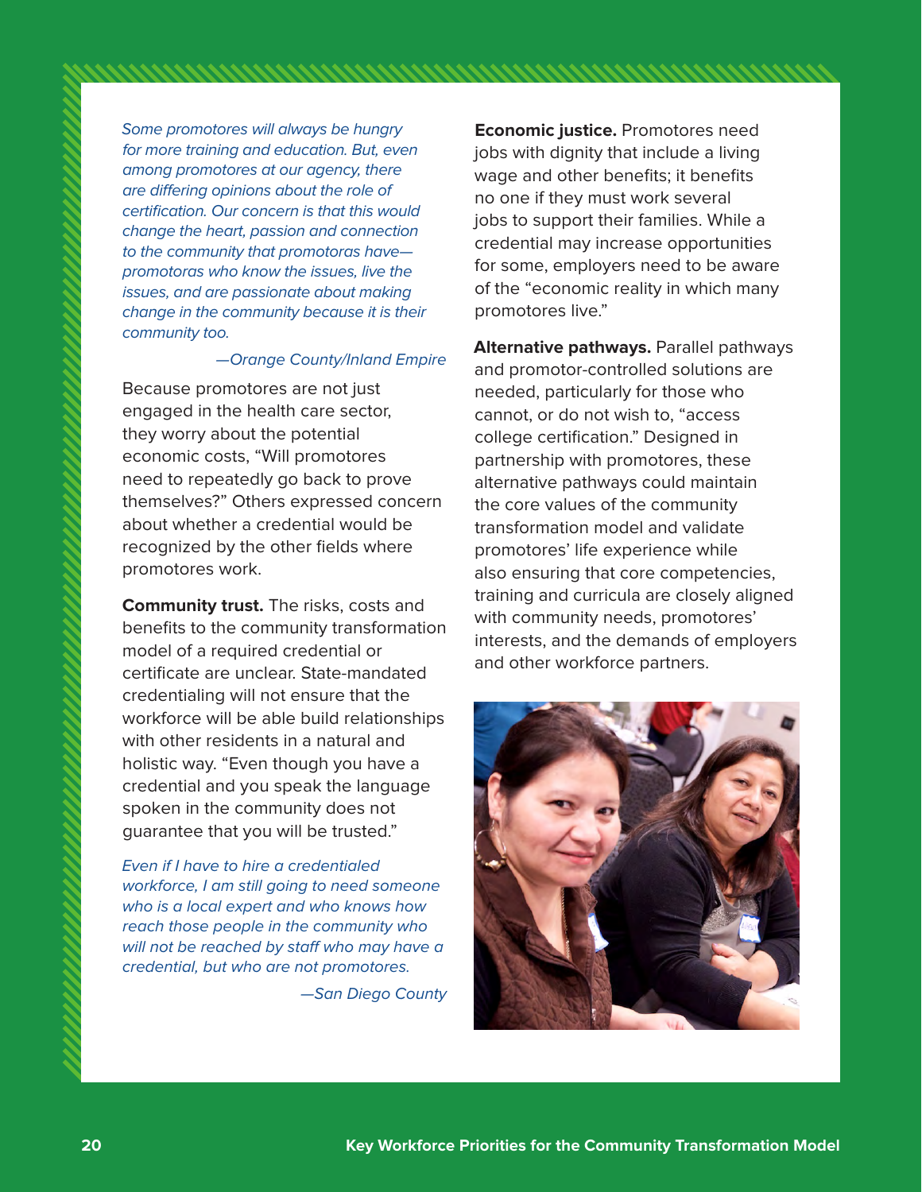*Some promotores will always be hungry for more training and education. But, even among promotores at our agency, there are differing opinions about the role of certification. Our concern is that this would change the heart, passion and connection to the community that promotoras have—promotoras who know the issues, live the issues, and are passionate about making change in the community because it is their community too.*

*—Orange County/Inland Empire*

Because promotores are not just engaged in the health care sector, they worry about the potential economic costs, "Will promotores need to repeatedly go back to prove themselves?" Others expressed concern about whether a credential would be recognized by the other fields where promotores work.

**Community trust.** The risks, costs and benefits to the community transformation model of a required credential or certificate are unclear. State-mandated credentialing will not ensure that the workforce will be able build relationships with other residents in a natural and holistic way. "Even though you have a credential and you speak the language spoken in the community does not guarantee that you will be trusted."

*Even if I have to hire a credentialed workforce, I am still going to need someone who is a local expert and who knows how reach those people in the community who will not be reached by staff who may have a credential, but who are not promotores.*

*—San Diego County*

**Economic justice.** Promotores need jobs with dignity that include a living wage and other benefits; it benefits no one if they must work several jobs to support their families. While a credential may increase opportunities for some, employers need to be aware of the "economic reality in which many promotores live."

**Alternative pathways.** Parallel pathways and promotor-controlled solutions are needed, particularly for those who cannot, or do not wish to, "access college certification." Designed in partnership with promotores, these alternative pathways could maintain the core values of the community transformation model and validate promotores' life experience while also ensuring that core competencies, training and curricula are closely aligned with community needs, promotores' interests, and the demands of employers and other workforce partners.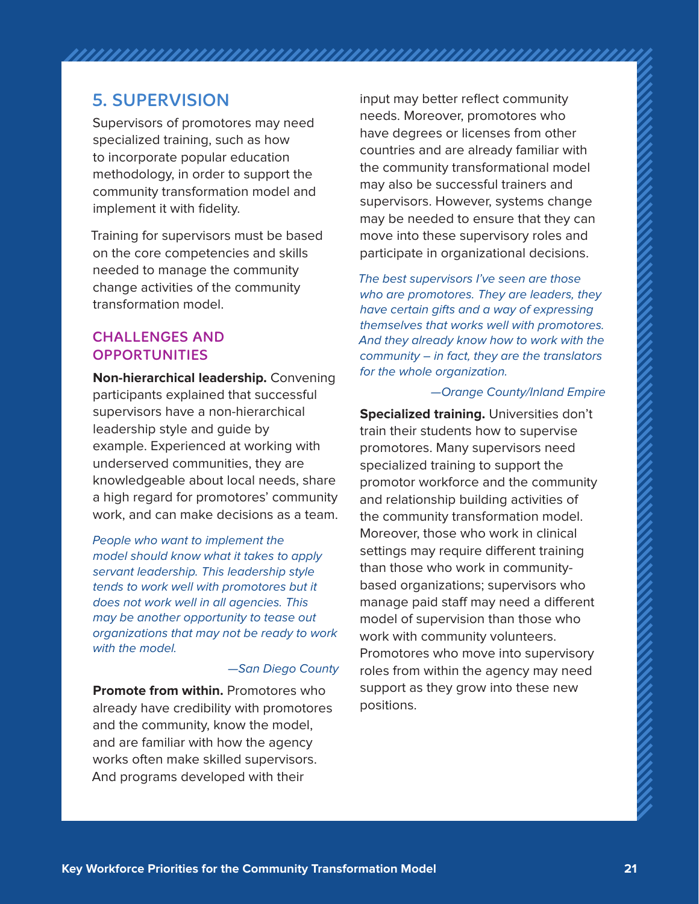## 5. SUPERVISION

Supervisors of promotores may need specialized training, such as how to incorporate popular education methodology, in order to support the community transformation model and implement it with fidelity.

Training for supervisors must be based on the core competencies and skills needed to manage the community change activities of the community transformation model.

### CHALLENGES AND OPPORTUNITIES

**Non-hierarchical leadership.** Convening participants explained that successful supervisors have a non-hierarchical leadership style and guide by example. Experienced at working with underserved communities, they are knowledgeable about local needs, share a high regard for promotores' community work, and can make decisions as a team.

*People who want to implement the model should know what it takes to apply servant leadership. This leadership style tends to work well with promotores but it does not work well in all agencies. This may be another opportunity to tease out organizations that may not be ready to work with the model.*

*—San Diego County*

**Promote from within.** Promotores who already have credibility with promotores and the community, know the model, and are familiar with how the agency works often make skilled supervisors. And programs developed with their input may better reflect community needs. Moreover, promotores who have degrees or licenses from other countries and are already familiar with the community transformational model may also be successful trainers and supervisors. However, systems change may be needed to ensure that they can move into these supervisory roles and participate in organizational decisions.

*The best supervisors I've seen are those who are promotores. They are leaders, they have certain gifts and a way of expressing themselves that works well with promotores. And they already know how to work with the community – in fact, they are the translators for the whole organization.*

*—Orange County/Inland Empire*

**Specialized training.** Universities don't train their students how to supervise promotores. Many supervisors need specialized training to support the promotor workforce and the community and relationship building activities of the community transformation model. Moreover, those who work in clinical settings may require different training than those who work in community-based organizations; supervisors who manage paid staff may need a different model of supervision than those who work with community volunteers. Promotores who move into supervisory roles from within the agency may need support as they grow into these new positions.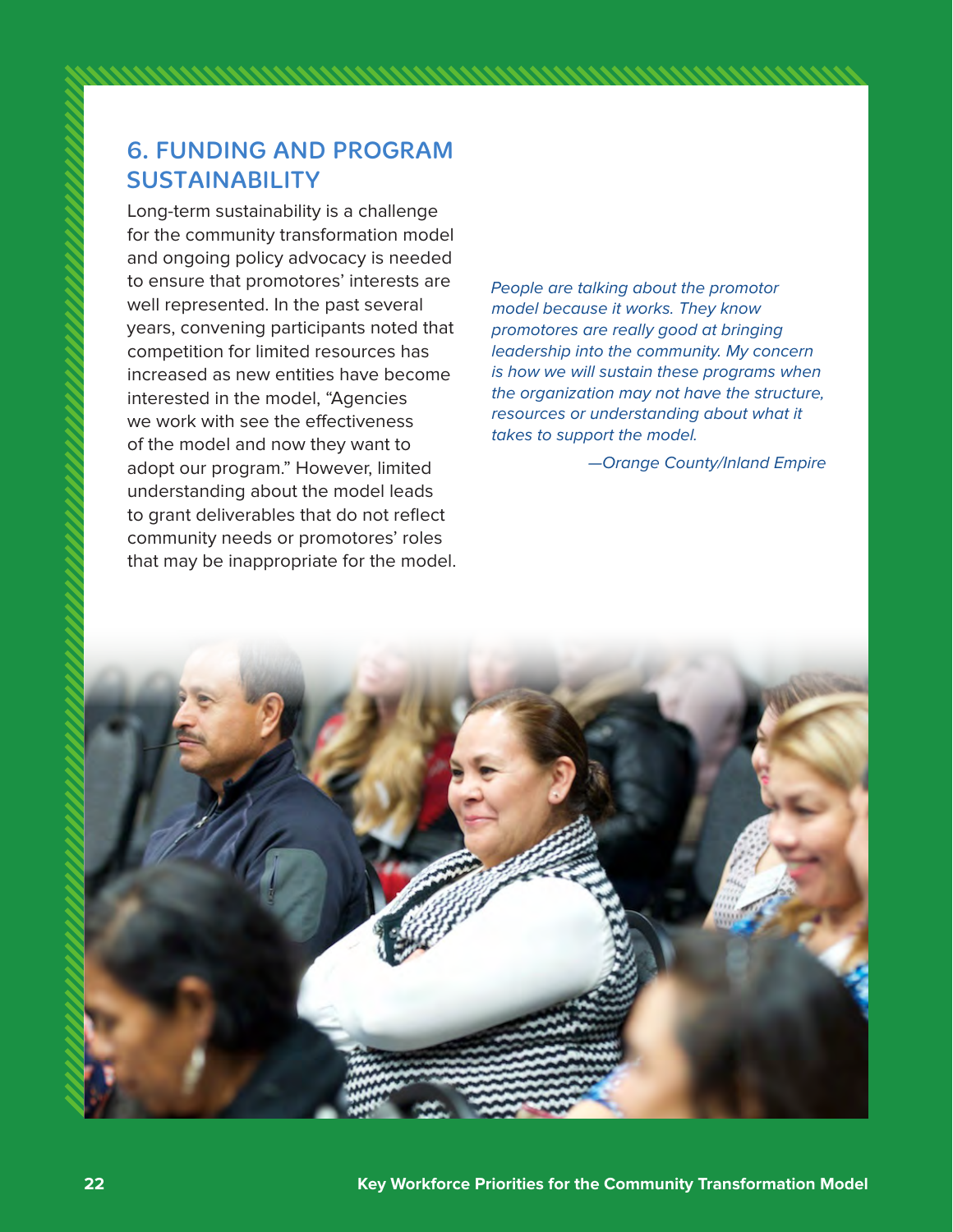## 6. FUNDING AND PROGRAM SUSTAINABILITY

Long-term sustainability is a challenge for the community transformation model and ongoing policy advocacy is needed to ensure that promotores' interests are well represented. In the past several years, convening participants noted that competition for limited resources has increased as new entities have become interested in the model, "Agencies we work with see the effectiveness of the model and now they want to adopt our program." However, limited understanding about the model leads to grant deliverables that do not reflect community needs or promotores' roles that may be inappropriate for the model.

*People are talking about the promotor model because it works. They know promotores are really good at bringing leadership into the community. My concern is how we will sustain these programs when the organization may not have the structure, resources or understanding about what it takes to support the model.*

*—Orange County/Inland Empire*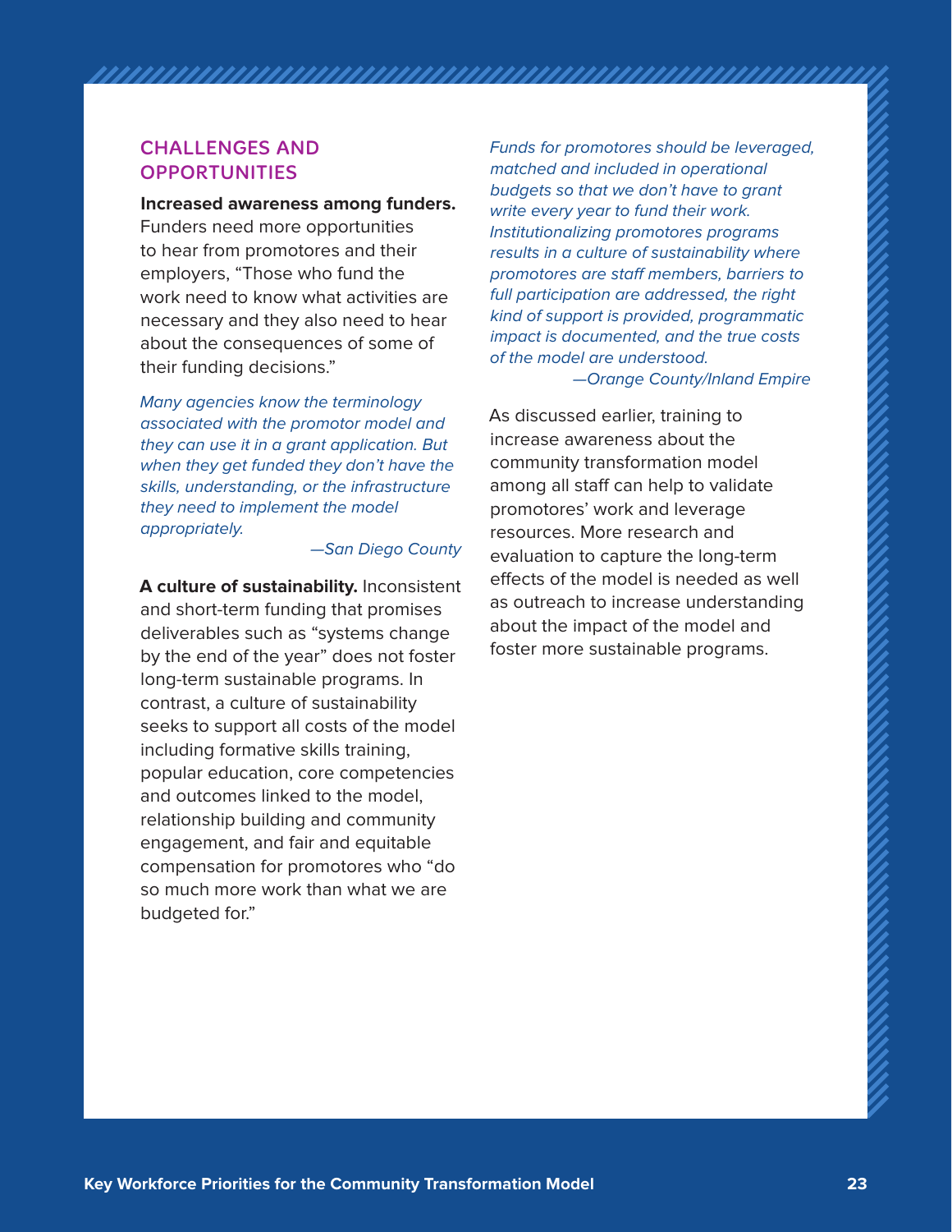## CHALLENGES AND OPPORTUNITIES

**Increased awareness among funders.** Funders need more opportunities to hear from promotores and their employers, "Those who fund the work need to know what activities are necessary and they also need to hear about the consequences of some of their funding decisions."

*Many agencies know the terminology associated with the promotor model and they can use it in a grant application. But when they get funded they don't have the skills, understanding, or the infrastructure they need to implement the model appropriately.*

*—San Diego County*

**A culture of sustainability.** Inconsistent and short-term funding that promises deliverables such as "systems change by the end of the year" does not foster long-term sustainable programs. In contrast, a culture of sustainability seeks to support all costs of the model including formative skills training, popular education, core competencies and outcomes linked to the model, relationship building and community engagement, and fair and equitable compensation for promotores who "do so much more work than what we are budgeted for."

*Funds for promotores should be leveraged, matched and included in operational budgets so that we don't have to grant write every year to fund their work. Institutionalizing promotores programs results in a culture of sustainability where promotores are staff members, barriers to full participation are addressed, the right kind of support is provided, programmatic impact is documented, and the true costs of the model are understood.*

*—Orange County/Inland Empire*

As discussed earlier, training to increase awareness about the community transformation model among all staff can help to validate promotores' work and leverage resources. More research and evaluation to capture the long-term effects of the model is needed as well as outreach to increase understanding about the impact of the model and foster more sustainable programs.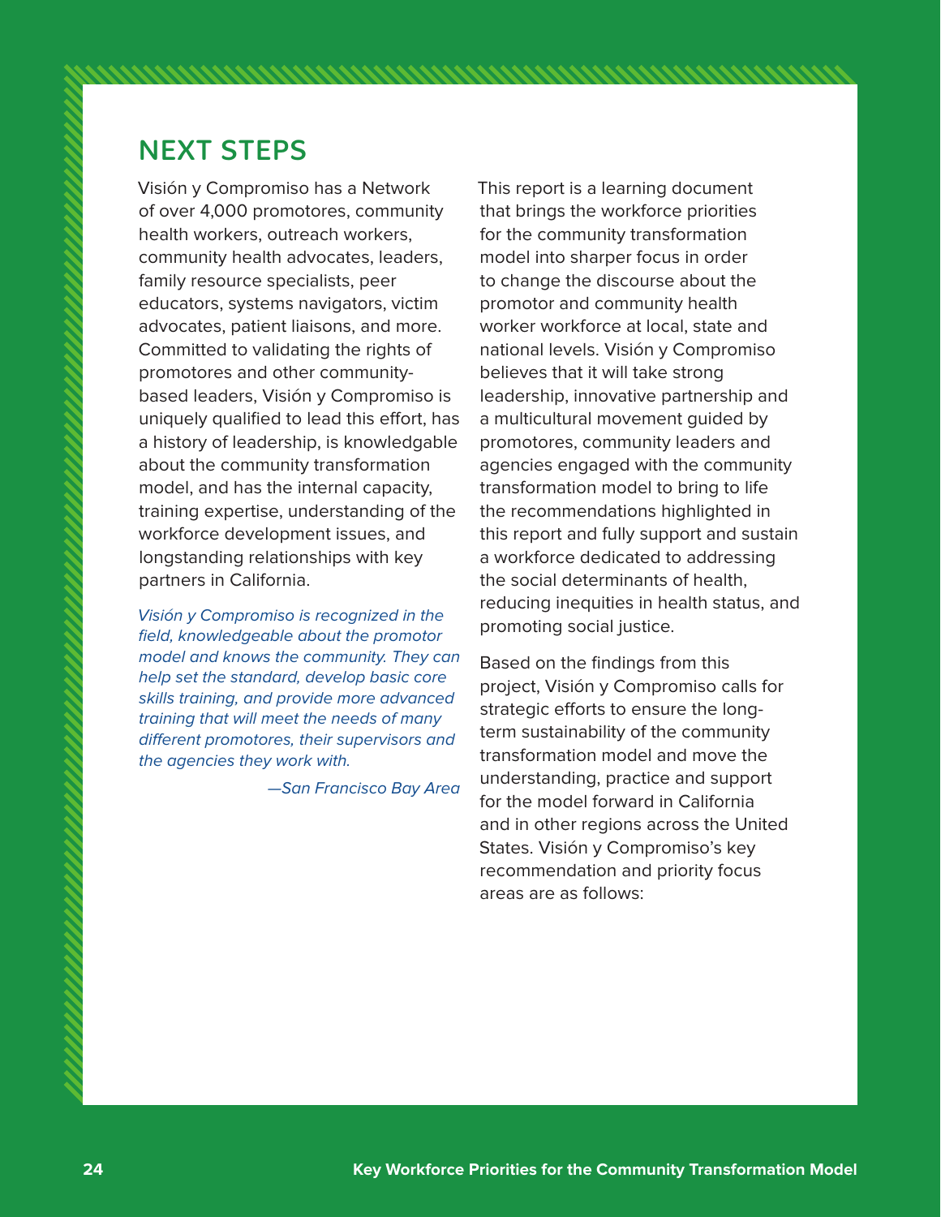## NEXT STEPS

Visión y Compromiso has a Network of over 4,000 promotores, community health workers, outreach workers, community health advocates, leaders, family resource specialists, peer educators, systems navigators, victim advocates, patient liaisons, and more. Committed to validating the rights of promotores and other community-based leaders, Visión y Compromiso is uniquely qualified to lead this effort, has a history of leadership, is knowledgable about the community transformation model, and has the internal capacity, training expertise, understanding of the workforce development issues, and longstanding relationships with key partners in California.

*Visión y Compromiso is recognized in the field, knowledgeable about the promotor model and knows the community. They can help set the standard, develop basic core skills training, and provide more advanced training that will meet the needs of many different promotores, their supervisors and the agencies they work with.*

*—San Francisco Bay Area*

This report is a learning document that brings the workforce priorities for the community transformation model into sharper focus in order to change the discourse about the promotor and community health worker workforce at local, state and national levels. Visión y Compromiso believes that it will take strong leadership, innovative partnership and a multicultural movement guided by promotores, community leaders and agencies engaged with the community transformation model to bring to life the recommendations highlighted in this report and fully support and sustain a workforce dedicated to addressing the social determinants of health, reducing inequities in health status, and promoting social justice.

Based on the findings from this project, Visión y Compromiso calls for strategic efforts to ensure the long-term sustainability of the community transformation model and move the understanding, practice and support for the model forward in California and in other regions across the United States. Visión y Compromiso's key recommendation and priority focus areas are as follows: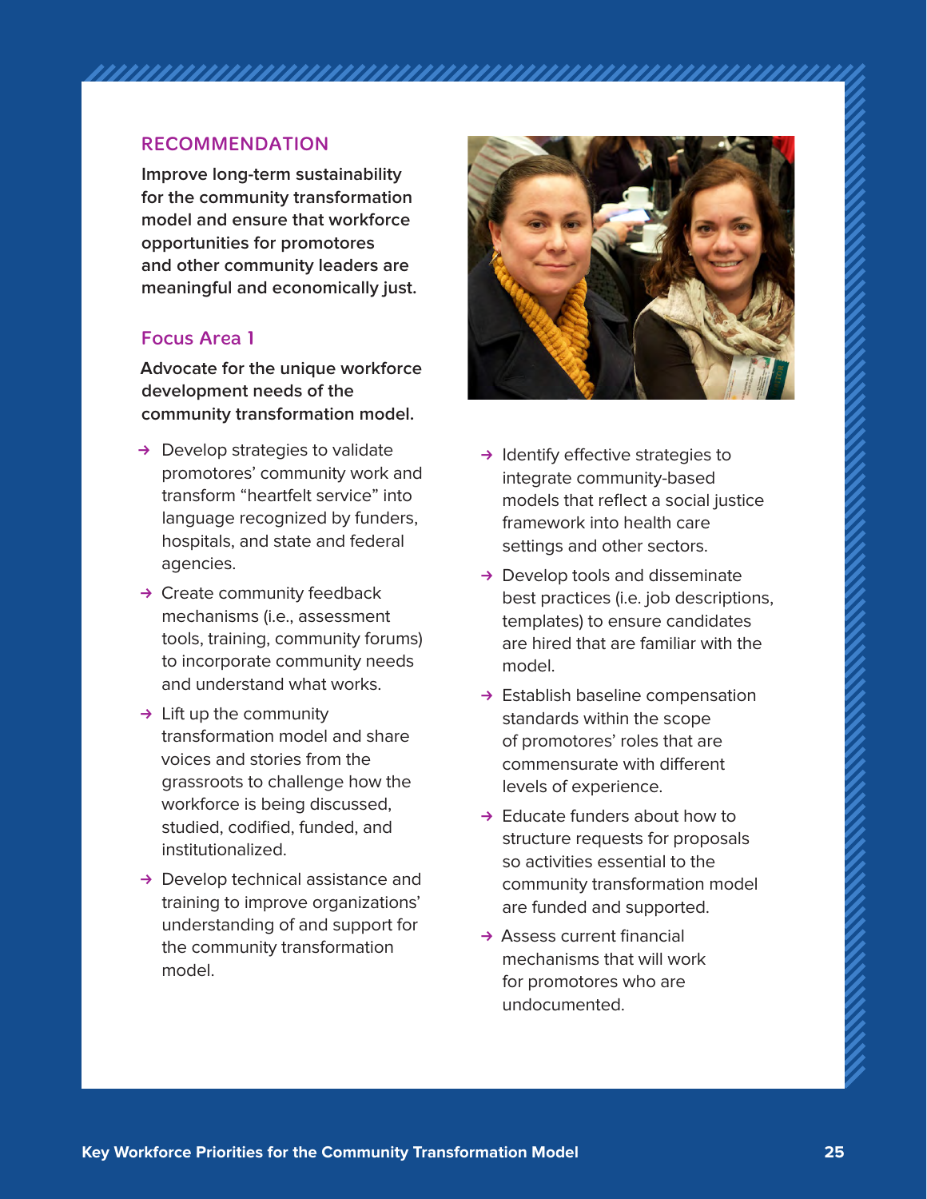## RECOMMENDATION

**Improve long-term sustainability for the community transformation model and ensure that workforce opportunities for promotores and other community leaders are meaningful and economically just.**

### Focus Area 1

**Advocate for the unique workforce development needs of the community transformation model.**

- Develop strategies to validate promotores' community work and transform "heartfelt service" into language recognized by funders, hospitals, and state and federal agencies.
- Create community feedback mechanisms (i.e., assessment tools, training, community forums) to incorporate community needs and understand what works.
- Lift up the community transformation model and share voices and stories from the grassroots to challenge how the workforce is being discussed, studied, codified, funded, and institutionalized.
- Develop technical assistance and training to improve organizations' understanding of and support for the community transformation model.
- Identify effective strategies to integrate community-based models that reflect a social justice framework into health care settings and other sectors.
- Develop tools and disseminate best practices (i.e. job descriptions, templates) to ensure candidates are hired that are familiar with the model.
- Establish baseline compensation standards within the scope of promotores' roles that are commensurate with different levels of experience.
- Educate funders about how to structure requests for proposals so activities essential to the community transformation model are funded and supported.
- Assess current financial mechanisms that will work for promotores who are undocumented.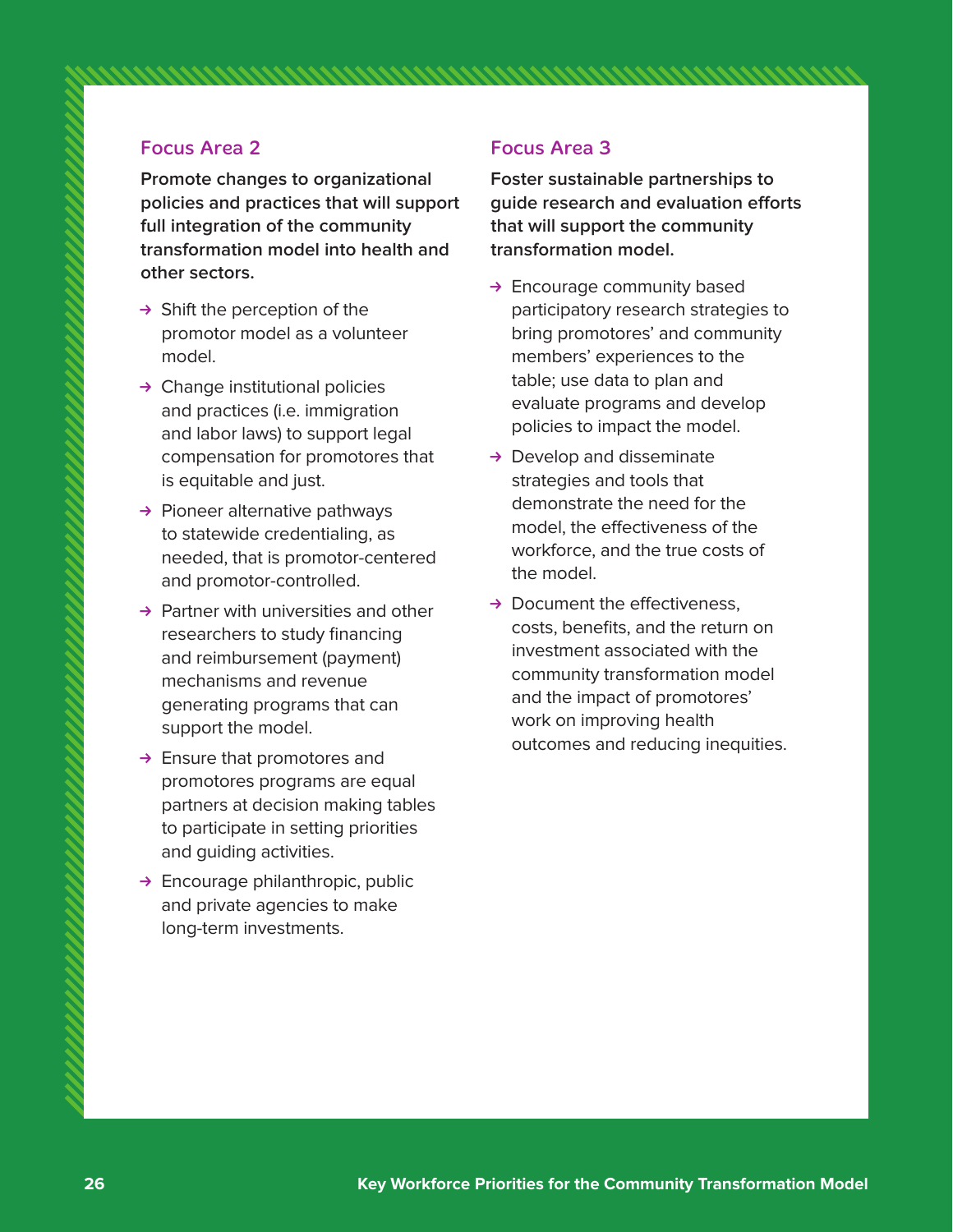### Focus Area 2

**Promote changes to organizational policies and practices that will support full integration of the community transformation model into health and other sectors.**

- Shift the perception of the promotor model as a volunteer model.
- Change institutional policies and practices (i.e. immigration and labor laws) to support legal compensation for promotores that is equitable and just.
- Pioneer alternative pathways to statewide credentialing, as needed, that is promotor-centered and promotor-controlled.
- Partner with universities and other researchers to study financing and reimbursement (payment) mechanisms and revenue generating programs that can support the model.
- Ensure that promotores and promotores programs are equal partners at decision making tables to participate in setting priorities and guiding activities.
- Encourage philanthropic, public and private agencies to make long-term investments.

### Focus Area 3

**Foster sustainable partnerships to guide research and evaluation efforts that will support the community transformation model.**

- Encourage community based participatory research strategies to bring promotores' and community members' experiences to the table; use data to plan and evaluate programs and develop policies to impact the model.
- Develop and disseminate strategies and tools that demonstrate the need for the model, the effectiveness of the workforce, and the true costs of the model.
- Document the effectiveness, costs, benefits, and the return on investment associated with the community transformation model and the impact of promotores' work on improving health outcomes and reducing inequities.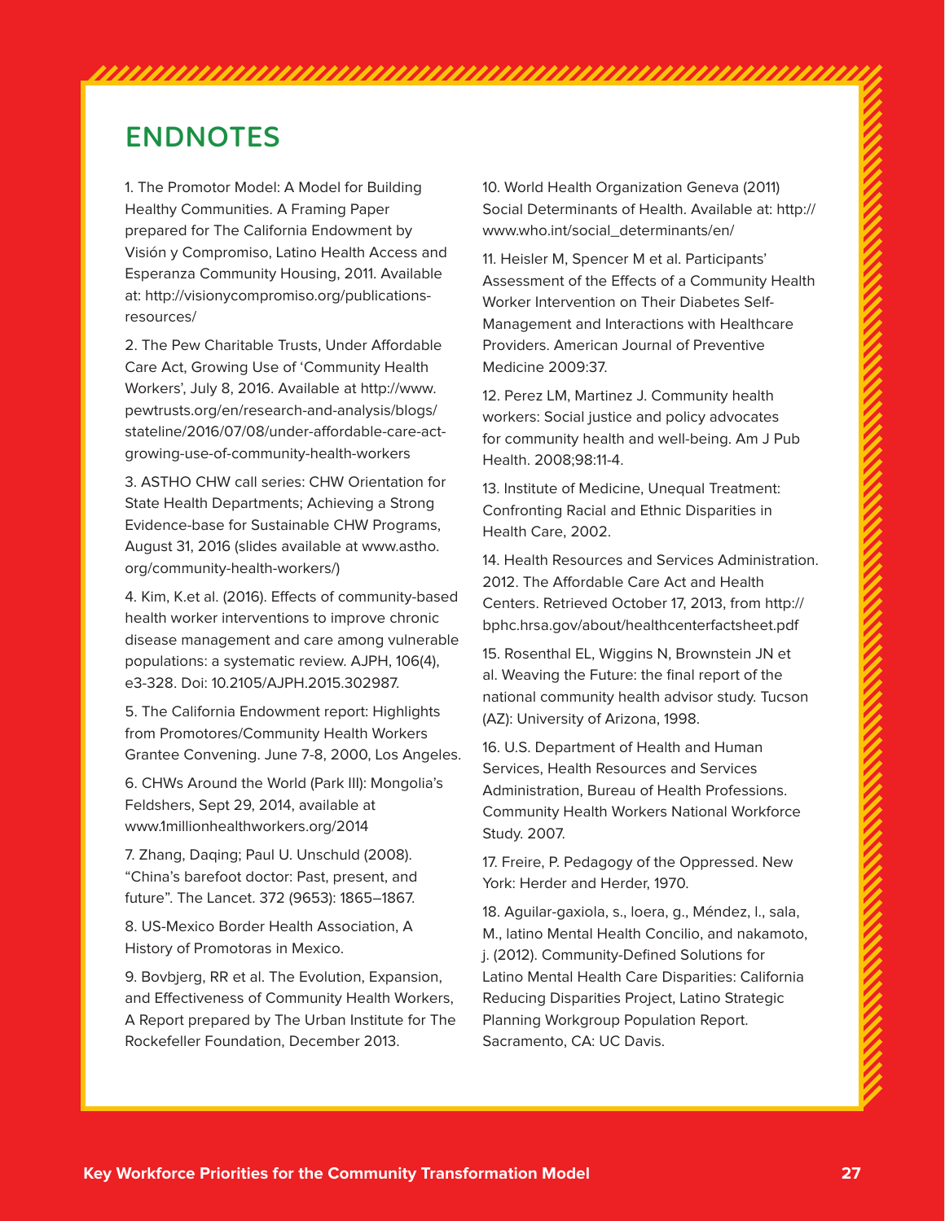## ENDNOTES

1. The Promotor Model: A Model for Building Healthy Communities. A Framing Paper prepared for The California Endowment by Visión y Compromiso, Latino Health Access and Esperanza Community Housing, 2011. Available at: http://visionycompromiso.org/publications-resources/

2. The Pew Charitable Trusts, Under Affordable Care Act, Growing Use of 'Community Health Workers', July 8, 2016. Available at http://www.pewtrusts.org/en/research-and-analysis/blogs/stateline/2016/07/08/under-affordable-care-act-growing-use-of-community-health-workers

3. ASTHO CHW call series: CHW Orientation for State Health Departments; Achieving a Strong Evidence-base for Sustainable CHW Programs, August 31, 2016 (slides available at www.astho.org/community-health-workers/)

4. Kim, K.et al. (2016). Effects of community-based health worker interventions to improve chronic disease management and care among vulnerable populations: a systematic review. AJPH, 106(4), e3-328. Doi: 10.2105/AJPH.2015.302987.

5. The California Endowment report: Highlights from Promotores/Community Health Workers Grantee Convening. June 7-8, 2000, Los Angeles.

6. CHWs Around the World (Park III): Mongolia's Feldshers, Sept 29, 2014, available at www.1millionhealthworkers.org/2014

7. Zhang, Daqing; Paul U. Unschuld (2008). "China's barefoot doctor: Past, present, and future". The Lancet. 372 (9653): 1865–1867.

8. US-Mexico Border Health Association, A History of Promotoras in Mexico.

9. Bovbjerg, RR et al. The Evolution, Expansion, and Effectiveness of Community Health Workers, A Report prepared by The Urban Institute for The Rockefeller Foundation, December 2013.

10. World Health Organization Geneva (2011) Social Determinants of Health. Available at: http://www.who.int/social_determinants/en/

11. Heisler M, Spencer M et al. Participants' Assessment of the Effects of a Community Health Worker Intervention on Their Diabetes Self-Management and Interactions with Healthcare Providers. American Journal of Preventive Medicine 2009:37.

12. Perez LM, Martinez J. Community health workers: Social justice and policy advocates for community health and well-being. Am J Pub Health. 2008;98:11-4.

13. Institute of Medicine, Unequal Treatment: Confronting Racial and Ethnic Disparities in Health Care, 2002.

14. Health Resources and Services Administration. 2012. The Affordable Care Act and Health Centers. Retrieved October 17, 2013, from http://bphc.hrsa.gov/about/healthcenterfactsheet.pdf

15. Rosenthal EL, Wiggins N, Brownstein JN et al. Weaving the Future: the final report of the national community health advisor study. Tucson (AZ): University of Arizona, 1998.

16. U.S. Department of Health and Human Services, Health Resources and Services Administration, Bureau of Health Professions. Community Health Workers National Workforce Study. 2007.

17. Freire, P. Pedagogy of the Oppressed. New York: Herder and Herder, 1970.

18. Aguilar-gaxiola, s., loera, g., Méndez, l., sala, M., latino Mental Health Concilio, and nakamoto, j. (2012). Community-Defined Solutions for Latino Mental Health Care Disparities: California Reducing Disparities Project, Latino Strategic Planning Workgroup Population Report. Sacramento, CA: UC Davis.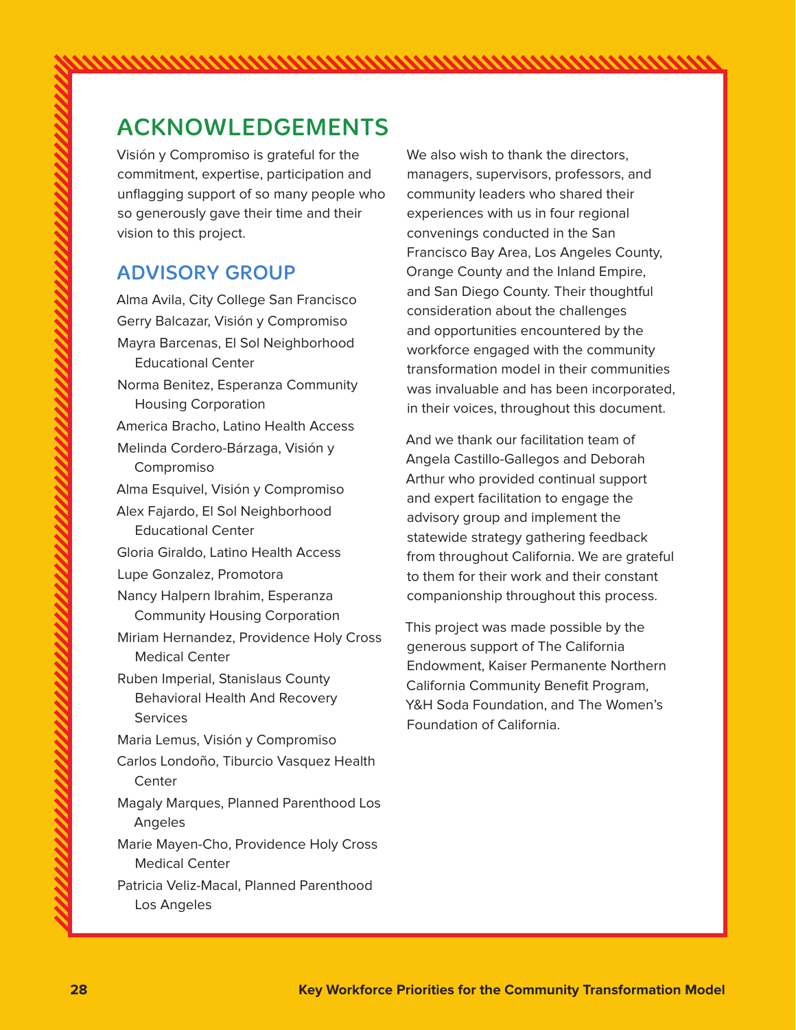# ACKNOWLEDGEMENTS

Visión y Compromiso is grateful for the commitment, expertise, participation and unflagging support of so many people who so generously gave their time and their vision to this project.

## ADVISORY GROUP

- Alma Avila, City College San Francisco
- Gerry Balcazar, Visión y Compromiso
- Mayra Barcenas, El Sol Neighborhood Educational Center
- Norma Benitez, Esperanza Community Housing Corporation
- America Bracho, Latino Health Access
- Melinda Cordero-Bárzaga, Visión y Compromiso
- Alma Esquivel, Visión y Compromiso
- Alex Fajardo, El Sol Neighborhood Educational Center
- Gloria Giraldo, Latino Health Access
- Lupe Gonzalez, Promotora
- Nancy Halpern Ibrahim, Esperanza Community Housing Corporation
- Miriam Hernandez, Providence Holy Cross Medical Center
- Ruben Imperial, Stanislaus County Behavioral Health And Recovery Services
- Maria Lemus, Visión y Compromiso
- Carlos Londoño, Tiburcio Vasquez Health Center
- Magaly Marques, Planned Parenthood Los Angeles
- Marie Mayen-Cho, Providence Holy Cross Medical Center
- Patricia Veliz-Macal, Planned Parenthood Los Angeles

We also wish to thank the directors, managers, supervisors, professors, and community leaders who shared their experiences with us in four regional convenings conducted in the San Francisco Bay Area, Los Angeles County, Orange County and the Inland Empire, and San Diego County. Their thoughtful consideration about the challenges and opportunities encountered by the workforce engaged with the community transformation model in their communities was invaluable and has been incorporated, in their voices, throughout this document.

And we thank our facilitation team of Angela Castillo-Gallegos and Deborah Arthur who provided continual support and expert facilitation to engage the advisory group and implement the statewide strategy gathering feedback from throughout California. We are grateful to them for their work and their constant companionship throughout this process.

This project was made possible by the generous support of The California Endowment, Kaiser Permanente Northern California Community Benefit Program, Y&H Soda Foundation, and The Women's Foundation of California.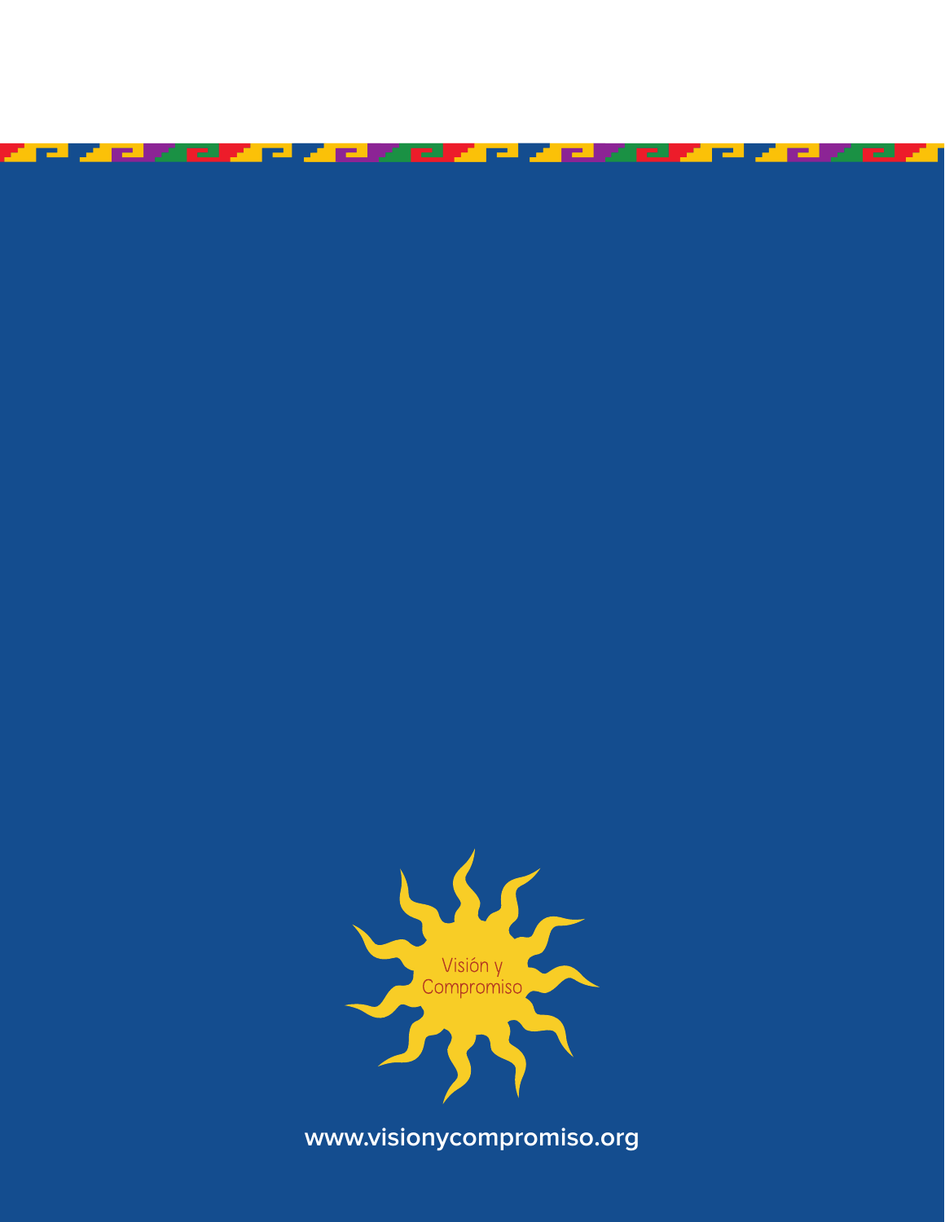Visión y Compromiso

www.visionycompromiso.org